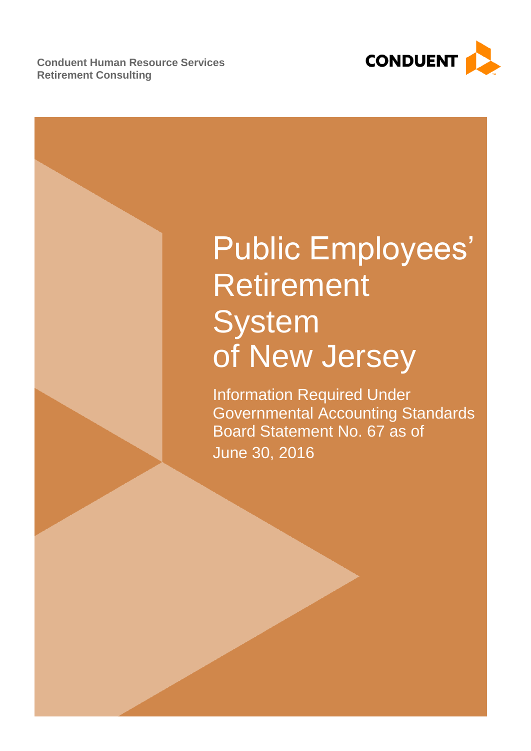Conduent Human Resource Services
Retirement Consulting

CONDUENT

# Public Employees' Retirement System of New Jersey

Information Required Under Governmental Accounting Standards Board Statement No. 67 as of June 30, 2016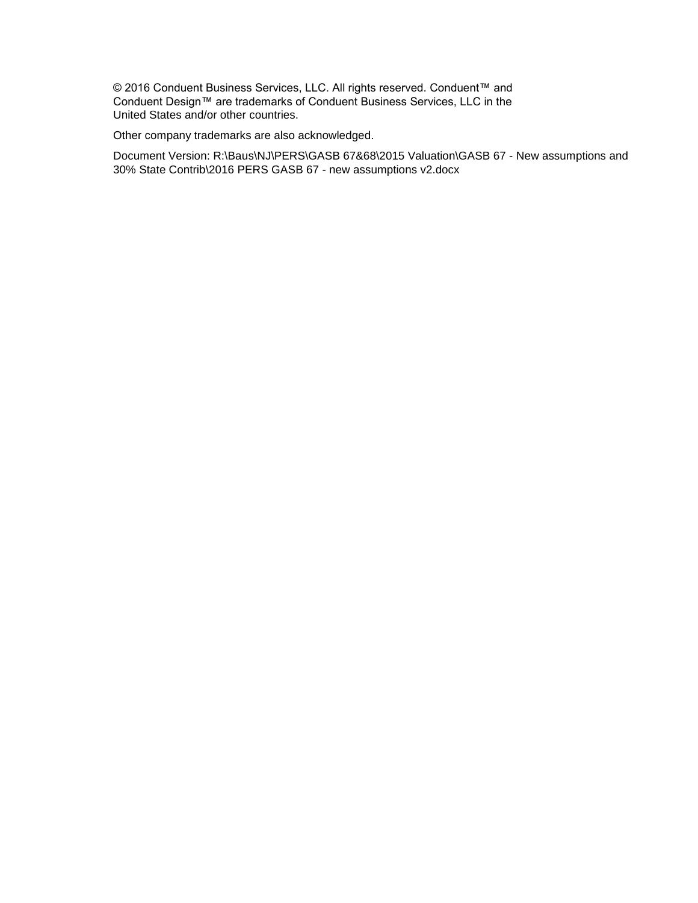© 2016 Conduent Business Services, LLC. All rights reserved. Conduent™ and Conduent Design™ are trademarks of Conduent Business Services, LLC in the United States and/or other countries.

Other company trademarks are also acknowledged.

Document Version: R:\Baus\NJ\PERS\GASB 67&68\2015 Valuation\GASB 67 - New assumptions and 30% State Contrib\2016 PERS GASB 67 - new assumptions v2.docx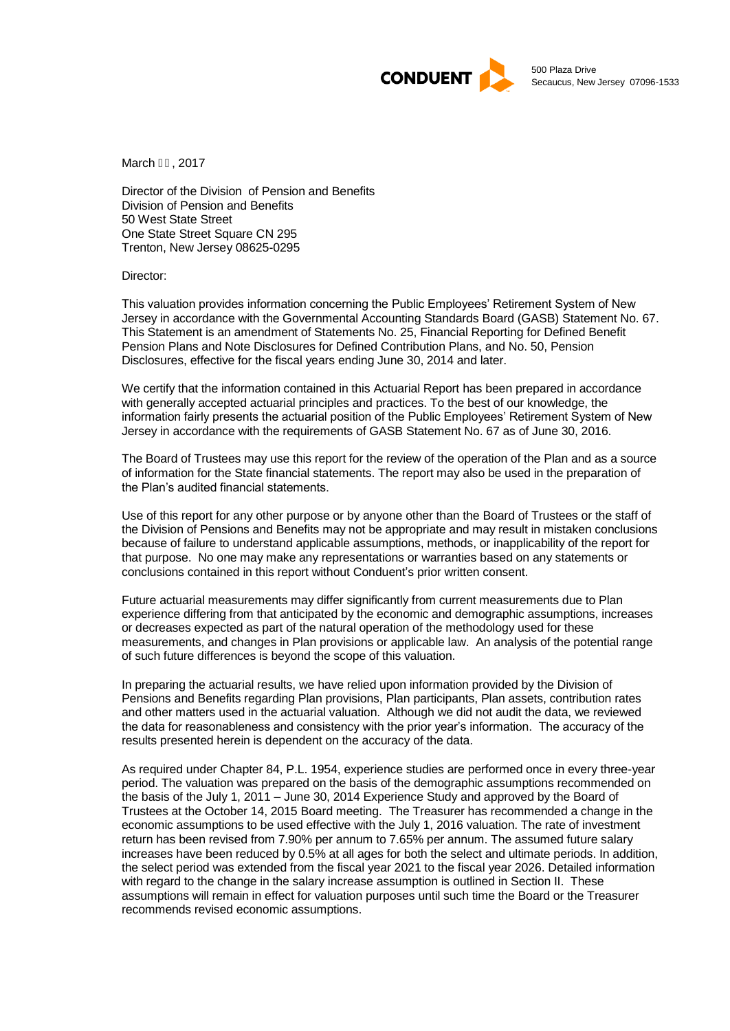CONDUENT

500 Plaza Drive
Secaucus, New Jersey 07096-1533

March , 2017

Director of the Division of Pension and Benefits
Division of Pension and Benefits
50 West State Street
One State Street Square CN 295
Trenton, New Jersey 08625-0295

Director:

This valuation provides information concerning the Public Employees' Retirement System of New Jersey in accordance with the Governmental Accounting Standards Board (GASB) Statement No. 67. This Statement is an amendment of Statements No. 25, Financial Reporting for Defined Benefit Pension Plans and Note Disclosures for Defined Contribution Plans, and No. 50, Pension Disclosures, effective for the fiscal years ending June 30, 2014 and later.

We certify that the information contained in this Actuarial Report has been prepared in accordance with generally accepted actuarial principles and practices. To the best of our knowledge, the information fairly presents the actuarial position of the Public Employees' Retirement System of New Jersey in accordance with the requirements of GASB Statement No. 67 as of June 30, 2016.

The Board of Trustees may use this report for the review of the operation of the Plan and as a source of information for the State financial statements. The report may also be used in the preparation of the Plan's audited financial statements.

Use of this report for any other purpose or by anyone other than the Board of Trustees or the staff of the Division of Pensions and Benefits may not be appropriate and may result in mistaken conclusions because of failure to understand applicable assumptions, methods, or inapplicability of the report for that purpose. No one may make any representations or warranties based on any statements or conclusions contained in this report without Conduent's prior written consent.

Future actuarial measurements may differ significantly from current measurements due to Plan experience differing from that anticipated by the economic and demographic assumptions, increases or decreases expected as part of the natural operation of the methodology used for these measurements, and changes in Plan provisions or applicable law. An analysis of the potential range of such future differences is beyond the scope of this valuation.

In preparing the actuarial results, we have relied upon information provided by the Division of Pensions and Benefits regarding Plan provisions, Plan participants, Plan assets, contribution rates and other matters used in the actuarial valuation. Although we did not audit the data, we reviewed the data for reasonableness and consistency with the prior year's information. The accuracy of the results presented herein is dependent on the accuracy of the data.

As required under Chapter 84, P.L. 1954, experience studies are performed once in every three-year period. The valuation was prepared on the basis of the demographic assumptions recommended on the basis of the July 1, 2011 – June 30, 2014 Experience Study and approved by the Board of Trustees at the October 14, 2015 Board meeting. The Treasurer has recommended a change in the economic assumptions to be used effective with the July 1, 2016 valuation. The rate of investment return has been revised from 7.90% per annum to 7.65% per annum. The assumed future salary increases have been reduced by 0.5% at all ages for both the select and ultimate periods. In addition, the select period was extended from the fiscal year 2021 to the fiscal year 2026. Detailed information with regard to the change in the salary increase assumption is outlined in Section II. These assumptions will remain in effect for valuation purposes until such time the Board or the Treasurer recommends revised economic assumptions.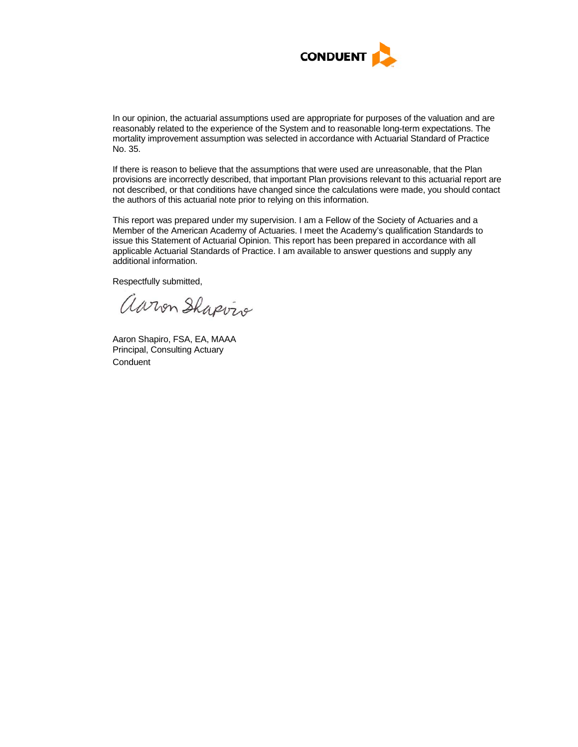In our opinion, the actuarial assumptions used are appropriate for purposes of the valuation and are reasonably related to the experience of the System and to reasonable long-term expectations. The mortality improvement assumption was selected in accordance with Actuarial Standard of Practice No. 35.

If there is reason to believe that the assumptions that were used are unreasonable, that the Plan provisions are incorrectly described, that important Plan provisions relevant to this actuarial report are not described, or that conditions have changed since the calculations were made, you should contact the authors of this actuarial note prior to relying on this information.

This report was prepared under my supervision. I am a Fellow of the Society of Actuaries and a Member of the American Academy of Actuaries. I meet the Academy's qualification Standards to issue this Statement of Actuarial Opinion. This report has been prepared in accordance with all applicable Actuarial Standards of Practice. I am available to answer questions and supply any additional information.

Respectfully submitted,

Aaron Shapiro, FSA, EA, MAAA
Principal, Consulting Actuary
Conduent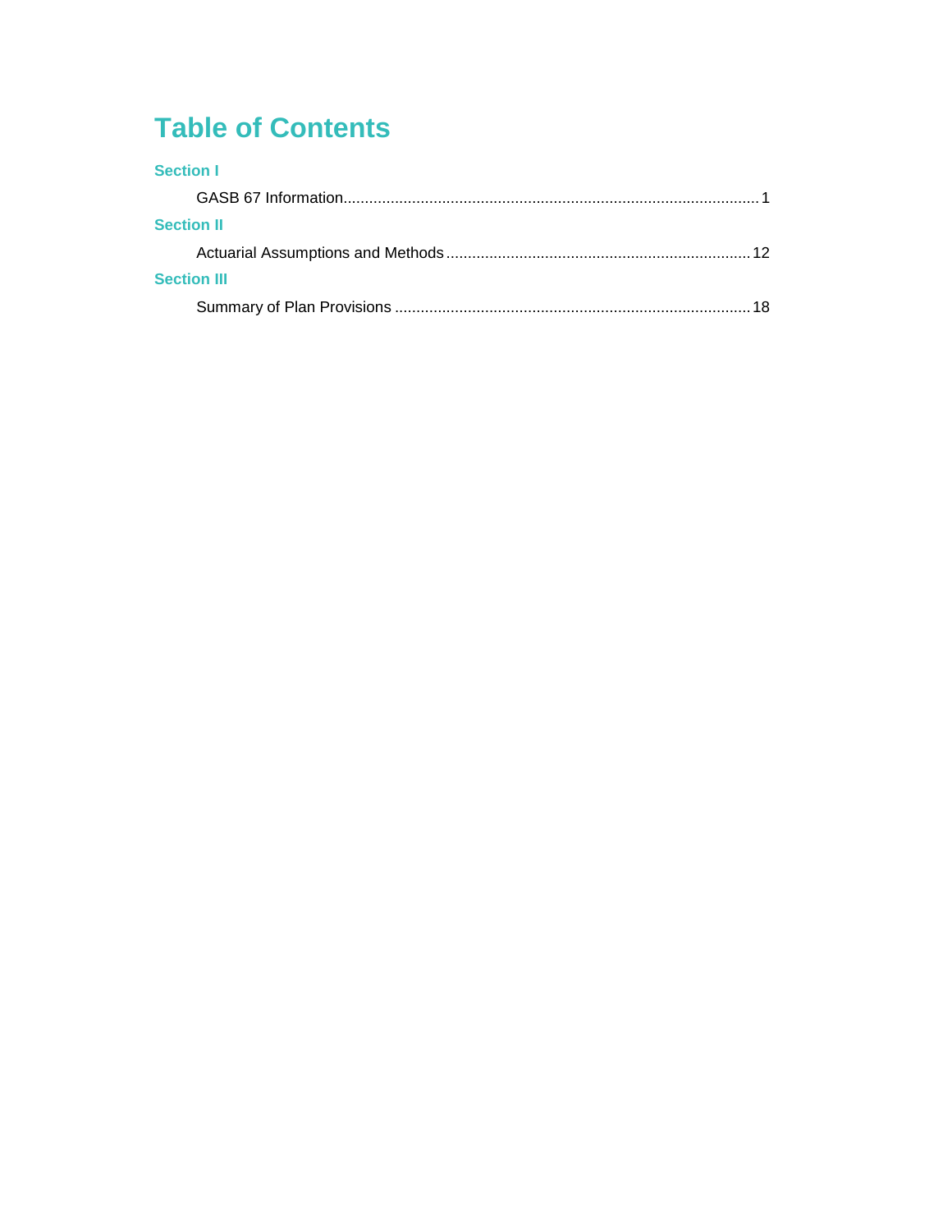# Table of Contents

**Section I**

GASB 67 Information ........................................ 1

**Section II**

Actuarial Assumptions and Methods ........................................ 12

**Section III**

Summary of Plan Provisions ........................................ 18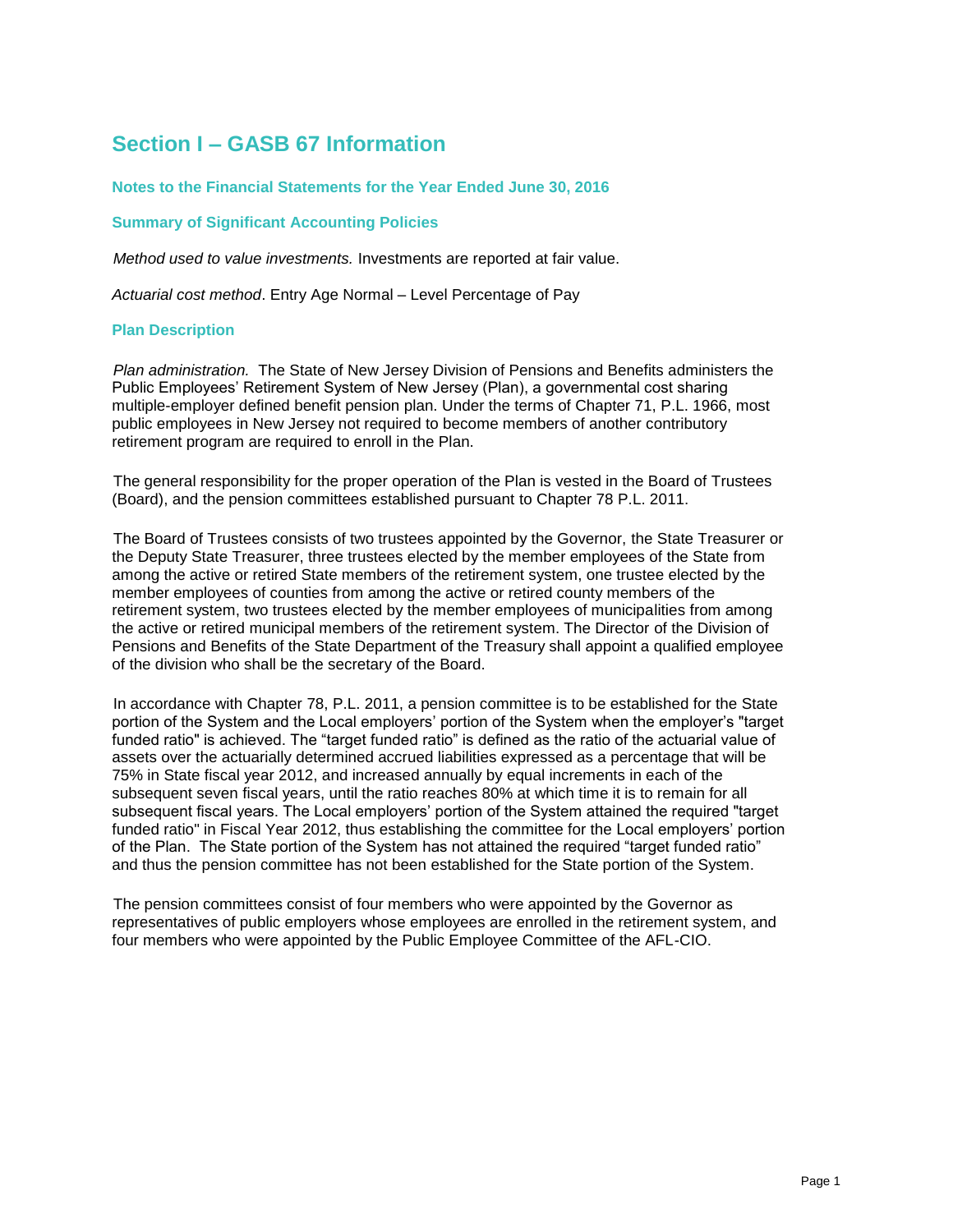# Section I – GASB 67 Information

### Notes to the Financial Statements for the Year Ended June 30, 2016

### Summary of Significant Accounting Policies

*Method used to value investments.* Investments are reported at fair value.

*Actuarial cost method*. Entry Age Normal – Level Percentage of Pay

### Plan Description

*Plan administration.* The State of New Jersey Division of Pensions and Benefits administers the Public Employees' Retirement System of New Jersey (Plan), a governmental cost sharing multiple-employer defined benefit pension plan. Under the terms of Chapter 71, P.L. 1966, most public employees in New Jersey not required to become members of another contributory retirement program are required to enroll in the Plan.

The general responsibility for the proper operation of the Plan is vested in the Board of Trustees (Board), and the pension committees established pursuant to Chapter 78 P.L. 2011.

The Board of Trustees consists of two trustees appointed by the Governor, the State Treasurer or the Deputy State Treasurer, three trustees elected by the member employees of the State from among the active or retired State members of the retirement system, one trustee elected by the member employees of counties from among the active or retired county members of the retirement system, two trustees elected by the member employees of municipalities from among the active or retired municipal members of the retirement system. The Director of the Division of Pensions and Benefits of the State Department of the Treasury shall appoint a qualified employee of the division who shall be the secretary of the Board.

In accordance with Chapter 78, P.L. 2011, a pension committee is to be established for the State portion of the System and the Local employers' portion of the System when the employer's "target funded ratio" is achieved. The "target funded ratio" is defined as the ratio of the actuarial value of assets over the actuarially determined accrued liabilities expressed as a percentage that will be 75% in State fiscal year 2012, and increased annually by equal increments in each of the subsequent seven fiscal years, until the ratio reaches 80% at which time it is to remain for all subsequent fiscal years. The Local employers' portion of the System attained the required "target funded ratio" in Fiscal Year 2012, thus establishing the committee for the Local employers' portion of the Plan. The State portion of the System has not attained the required "target funded ratio" and thus the pension committee has not been established for the State portion of the System.

The pension committees consist of four members who were appointed by the Governor as representatives of public employers whose employees are enrolled in the retirement system, and four members who were appointed by the Public Employee Committee of the AFL-CIO.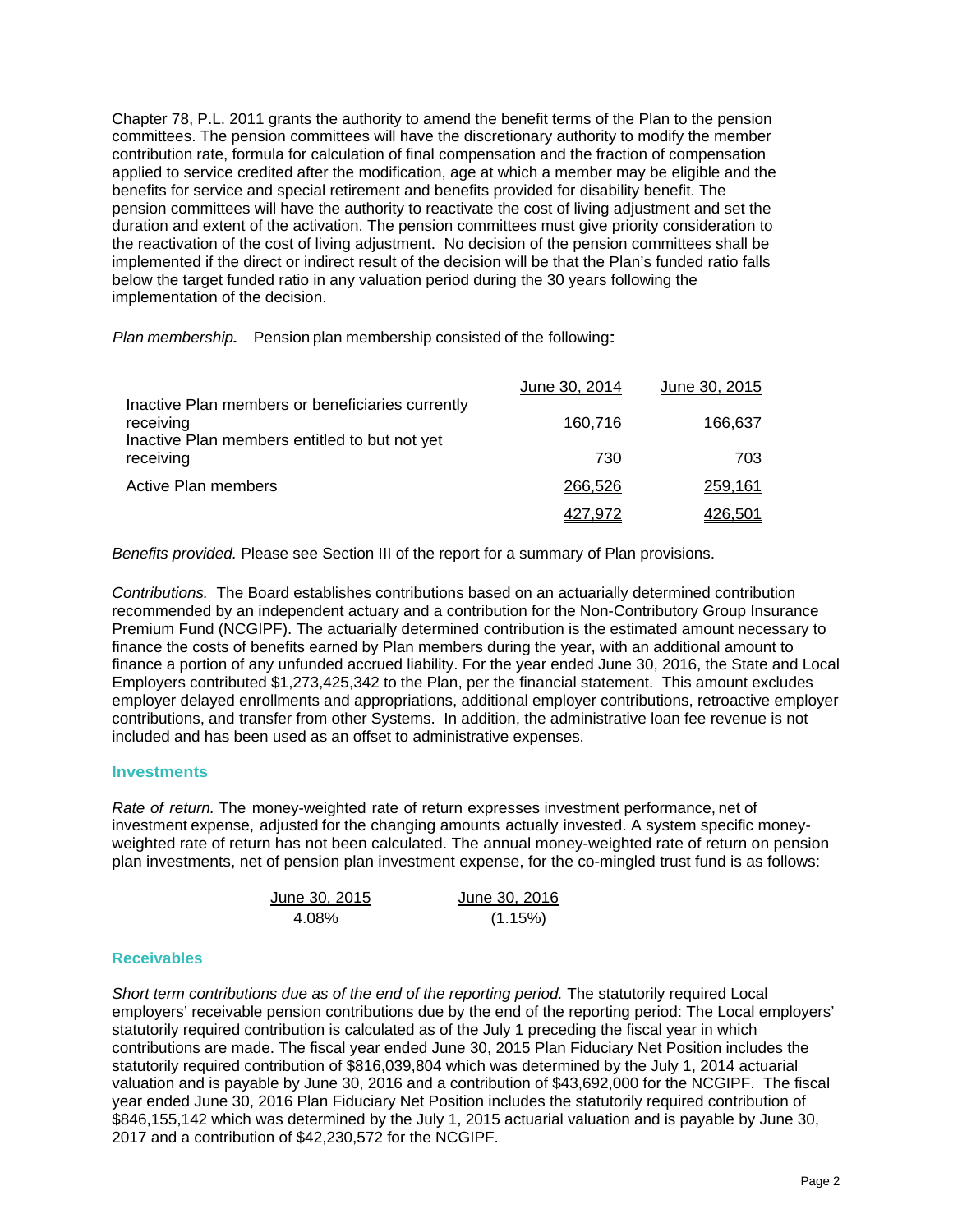Chapter 78, P.L. 2011 grants the authority to amend the benefit terms of the Plan to the pension committees. The pension committees will have the discretionary authority to modify the member contribution rate, formula for calculation of final compensation and the fraction of compensation applied to service credited after the modification, age at which a member may be eligible and the benefits for service and special retirement and benefits provided for disability benefit. The pension committees will have the authority to reactivate the cost of living adjustment and set the duration and extent of the activation. The pension committees must give priority consideration to the reactivation of the cost of living adjustment. No decision of the pension committees shall be implemented if the direct or indirect result of the decision will be that the Plan's funded ratio falls below the target funded ratio in any valuation period during the 30 years following the implementation of the decision.

*Plan membership.* Pension plan membership consisted of the following:

| | June 30, 2014 | June 30, 2015 |
|---|---|---|
| Inactive Plan members or beneficiaries currently receiving | 160,716 | 166,637 |
| Inactive Plan members entitled to but not yet receiving | 730 | 703 |
| Active Plan members | 266,526 | 259,161 |
| | 427,972 | 426,501 |

*Benefits provided.* Please see Section III of the report for a summary of Plan provisions.

*Contributions.* The Board establishes contributions based on an actuarially determined contribution recommended by an independent actuary and a contribution for the Non-Contributory Group Insurance Premium Fund (NCGIPF). The actuarially determined contribution is the estimated amount necessary to finance the costs of benefits earned by Plan members during the year, with an additional amount to finance a portion of any unfunded accrued liability. For the year ended June 30, 2016, the State and Local Employers contributed $1,273,425,342 to the Plan, per the financial statement. This amount excludes employer delayed enrollments and appropriations, additional employer contributions, retroactive employer contributions, and transfer from other Systems. In addition, the administrative loan fee revenue is not included and has been used as an offset to administrative expenses.

## Investments

*Rate of return.* The money-weighted rate of return expresses investment performance, net of investment expense, adjusted for the changing amounts actually invested. A system specific money-weighted rate of return has not been calculated. The annual money-weighted rate of return on pension plan investments, net of pension plan investment expense, for the co-mingled trust fund is as follows:

| June 30, 2015 | June 30, 2016 |
|---|---|
| 4.08% | (1.15%) |

## Receivables

*Short term contributions due as of the end of the reporting period.* The statutorily required Local employers' receivable pension contributions due by the end of the reporting period: The Local employers' statutorily required contribution is calculated as of the July 1 preceding the fiscal year in which contributions are made. The fiscal year ended June 30, 2015 Plan Fiduciary Net Position includes the statutorily required contribution of $816,039,804 which was determined by the July 1, 2014 actuarial valuation and is payable by June 30, 2016 and a contribution of $43,692,000 for the NCGIPF. The fiscal year ended June 30, 2016 Plan Fiduciary Net Position includes the statutorily required contribution of $846,155,142 which was determined by the July 1, 2015 actuarial valuation and is payable by June 30, 2017 and a contribution of $42,230,572 for the NCGIPF.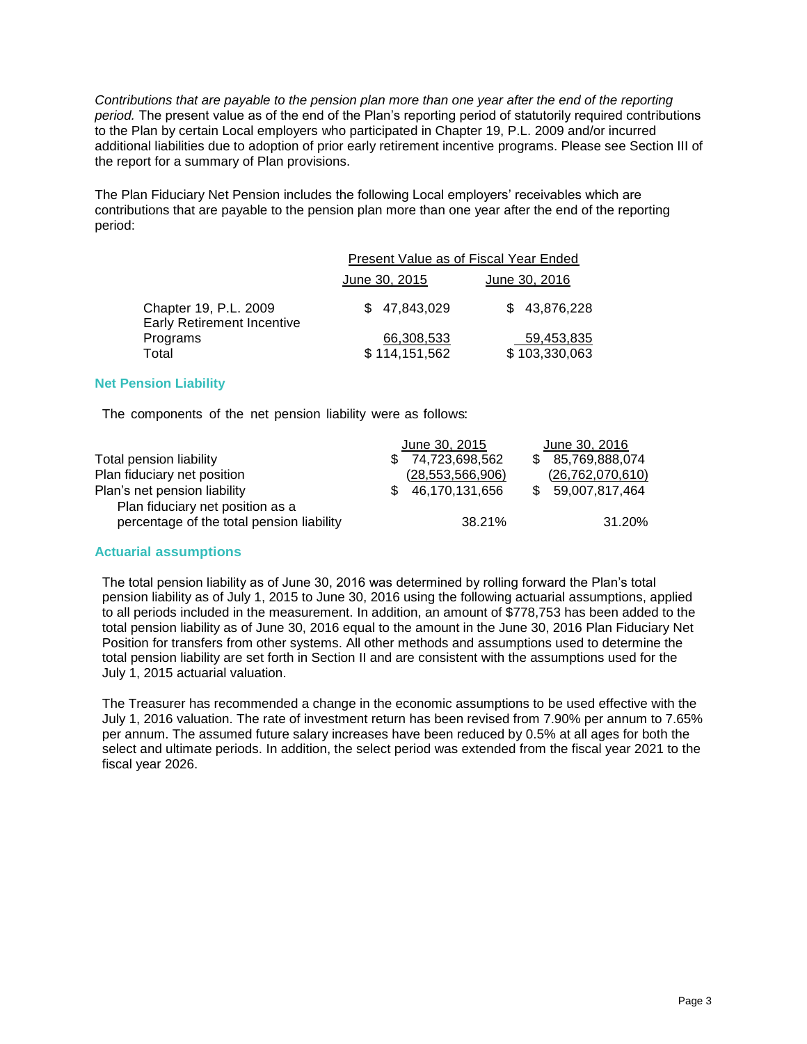*Contributions that are payable to the pension plan more than one year after the end of the reporting period.* The present value as of the end of the Plan's reporting period of statutorily required contributions to the Plan by certain Local employers who participated in Chapter 19, P.L. 2009 and/or incurred additional liabilities due to adoption of prior early retirement incentive programs. Please see Section III of the report for a summary of Plan provisions.

The Plan Fiduciary Net Pension includes the following Local employers' receivables which are contributions that are payable to the pension plan more than one year after the end of the reporting period:

| | Present Value as of Fiscal Year Ended | |
|---|---|---|
| | June 30, 2015 | June 30, 2016 |
| Chapter 19, P.L. 2009 | $ 47,843,029 | $ 43,876,228 |
| Early Retirement Incentive Programs | 66,308,533 | 59,453,835 |
| Total | $ 114,151,562 | $ 103,330,063 |

### Net Pension Liability

The components of the net pension liability were as follows:

| | June 30, 2015 | June 30, 2016 |
|---|---|---|
| Total pension liability | $ 74,723,698,562 | $ 85,769,888,074 |
| Plan fiduciary net position | (28,553,566,906) | (26,762,070,610) |
| Plan's net pension liability | $ 46,170,131,656 | $ 59,007,817,464 |
| Plan fiduciary net position as a percentage of the total pension liability | 38.21% | 31.20% |

### Actuarial assumptions

The total pension liability as of June 30, 2016 was determined by rolling forward the Plan's total pension liability as of July 1, 2015 to June 30, 2016 using the following actuarial assumptions, applied to all periods included in the measurement. In addition, an amount of $778,753 has been added to the total pension liability as of June 30, 2016 equal to the amount in the June 30, 2016 Plan Fiduciary Net Position for transfers from other systems. All other methods and assumptions used to determine the total pension liability are set forth in Section II and are consistent with the assumptions used for the July 1, 2015 actuarial valuation.

The Treasurer has recommended a change in the economic assumptions to be used effective with the July 1, 2016 valuation. The rate of investment return has been revised from 7.90% per annum to 7.65% per annum. The assumed future salary increases have been reduced by 0.5% at all ages for both the select and ultimate periods. In addition, the select period was extended from the fiscal year 2021 to the fiscal year 2026.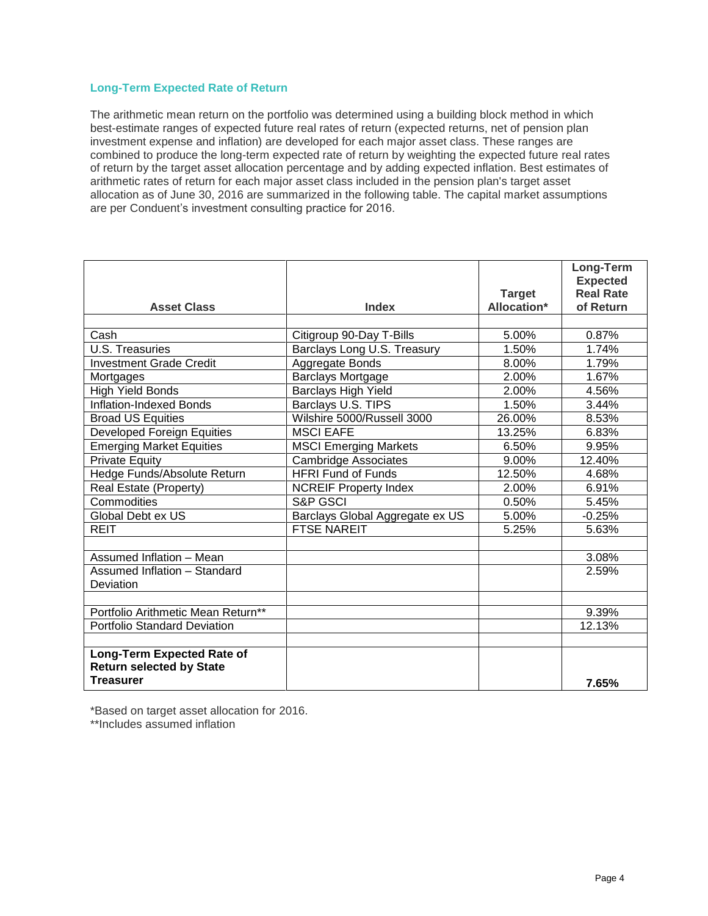## Long-Term Expected Rate of Return

The arithmetic mean return on the portfolio was determined using a building block method in which best-estimate ranges of expected future real rates of return (expected returns, net of pension plan investment expense and inflation) are developed for each major asset class. These ranges are combined to produce the long-term expected rate of return by weighting the expected future real rates of return by the target asset allocation percentage and by adding expected inflation. Best estimates of arithmetic rates of return for each major asset class included in the pension plan's target asset allocation as of June 30, 2016 are summarized in the following table. The capital market assumptions are per Conduent's investment consulting practice for 2016.

| Asset Class | Index | Target Allocation* | Long-Term Expected Real Rate of Return |
|---|---|---|---|
| | | | |
| Cash | Citigroup 90-Day T-Bills | 5.00% | 0.87% |
| U.S. Treasuries | Barclays Long U.S. Treasury | 1.50% | 1.74% |
| Investment Grade Credit | Aggregate Bonds | 8.00% | 1.79% |
| Mortgages | Barclays Mortgage | 2.00% | 1.67% |
| High Yield Bonds | Barclays High Yield | 2.00% | 4.56% |
| Inflation-Indexed Bonds | Barclays U.S. TIPS | 1.50% | 3.44% |
| Broad US Equities | Wilshire 5000/Russell 3000 | 26.00% | 8.53% |
| Developed Foreign Equities | MSCI EAFE | 13.25% | 6.83% |
| Emerging Market Equities | MSCI Emerging Markets | 6.50% | 9.95% |
| Private Equity | Cambridge Associates | 9.00% | 12.40% |
| Hedge Funds/Absolute Return | HFRI Fund of Funds | 12.50% | 4.68% |
| Real Estate (Property) | NCREIF Property Index | 2.00% | 6.91% |
| Commodities | S&P GSCI | 0.50% | 5.45% |
| Global Debt ex US | Barclays Global Aggregate ex US | 5.00% | -0.25% |
| REIT | FTSE NAREIT | 5.25% | 5.63% |
| | | | |
| Assumed Inflation – Mean | | | 3.08% |
| Assumed Inflation – Standard Deviation | | | 2.59% |
| | | | |
| Portfolio Arithmetic Mean Return** | | | 9.39% |
| Portfolio Standard Deviation | | | 12.13% |
| | | | |
| **Long-Term Expected Rate of Return selected by State Treasurer** | | | **7.65%** |

*Based on target asset allocation for 2016.

**Includes assumed inflation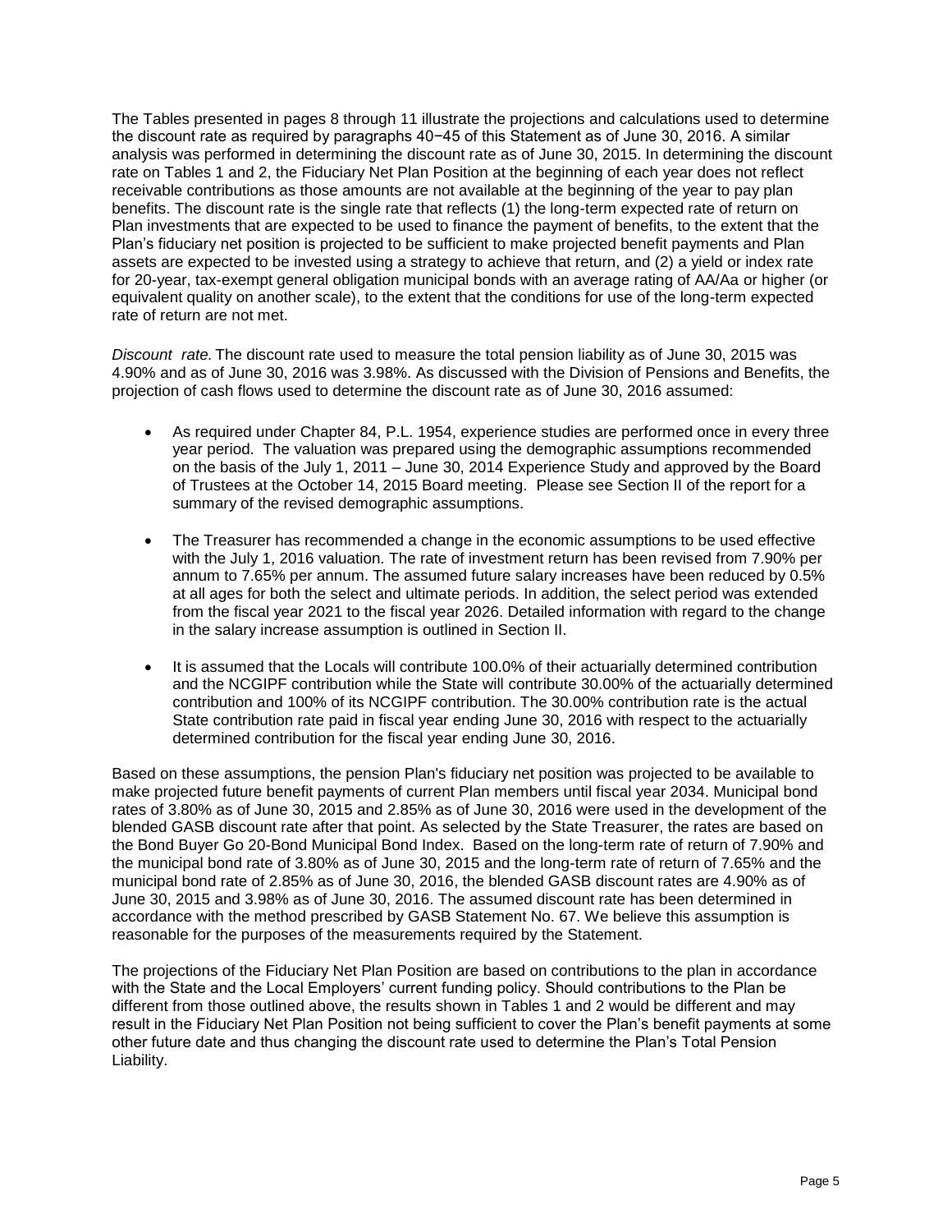The Tables presented in pages 8 through 11 illustrate the projections and calculations used to determine the discount rate as required by paragraphs 40−45 of this Statement as of June 30, 2016. A similar analysis was performed in determining the discount rate as of June 30, 2015. In determining the discount rate on Tables 1 and 2, the Fiduciary Net Plan Position at the beginning of each year does not reflect receivable contributions as those amounts are not available at the beginning of the year to pay plan benefits. The discount rate is the single rate that reflects (1) the long-term expected rate of return on Plan investments that are expected to be used to finance the payment of benefits, to the extent that the Plan's fiduciary net position is projected to be sufficient to make projected benefit payments and Plan assets are expected to be invested using a strategy to achieve that return, and (2) a yield or index rate for 20-year, tax-exempt general obligation municipal bonds with an average rating of AA/Aa or higher (or equivalent quality on another scale), to the extent that the conditions for use of the long-term expected rate of return are not met.

*Discount rate.* The discount rate used to measure the total pension liability as of June 30, 2015 was 4.90% and as of June 30, 2016 was 3.98%. As discussed with the Division of Pensions and Benefits, the projection of cash flows used to determine the discount rate as of June 30, 2016 assumed:

- As required under Chapter 84, P.L. 1954, experience studies are performed once in every three year period. The valuation was prepared using the demographic assumptions recommended on the basis of the July 1, 2011 – June 30, 2014 Experience Study and approved by the Board of Trustees at the October 14, 2015 Board meeting. Please see Section II of the report for a summary of the revised demographic assumptions.
- The Treasurer has recommended a change in the economic assumptions to be used effective with the July 1, 2016 valuation. The rate of investment return has been revised from 7.90% per annum to 7.65% per annum. The assumed future salary increases have been reduced by 0.5% at all ages for both the select and ultimate periods. In addition, the select period was extended from the fiscal year 2021 to the fiscal year 2026. Detailed information with regard to the change in the salary increase assumption is outlined in Section II.
- It is assumed that the Locals will contribute 100.0% of their actuarially determined contribution and the NCGIPF contribution while the State will contribute 30.00% of the actuarially determined contribution and 100% of its NCGIPF contribution. The 30.00% contribution rate is the actual State contribution rate paid in fiscal year ending June 30, 2016 with respect to the actuarially determined contribution for the fiscal year ending June 30, 2016.

Based on these assumptions, the pension Plan's fiduciary net position was projected to be available to make projected future benefit payments of current Plan members until fiscal year 2034. Municipal bond rates of 3.80% as of June 30, 2015 and 2.85% as of June 30, 2016 were used in the development of the blended GASB discount rate after that point. As selected by the State Treasurer, the rates are based on the Bond Buyer Go 20-Bond Municipal Bond Index. Based on the long-term rate of return of 7.90% and the municipal bond rate of 3.80% as of June 30, 2015 and the long-term rate of return of 7.65% and the municipal bond rate of 2.85% as of June 30, 2016, the blended GASB discount rates are 4.90% as of June 30, 2015 and 3.98% as of June 30, 2016. The assumed discount rate has been determined in accordance with the method prescribed by GASB Statement No. 67. We believe this assumption is reasonable for the purposes of the measurements required by the Statement.

The projections of the Fiduciary Net Plan Position are based on contributions to the plan in accordance with the State and the Local Employers' current funding policy. Should contributions to the Plan be different from those outlined above, the results shown in Tables 1 and 2 would be different and may result in the Fiduciary Net Plan Position not being sufficient to cover the Plan's benefit payments at some other future date and thus changing the discount rate used to determine the Plan's Total Pension Liability.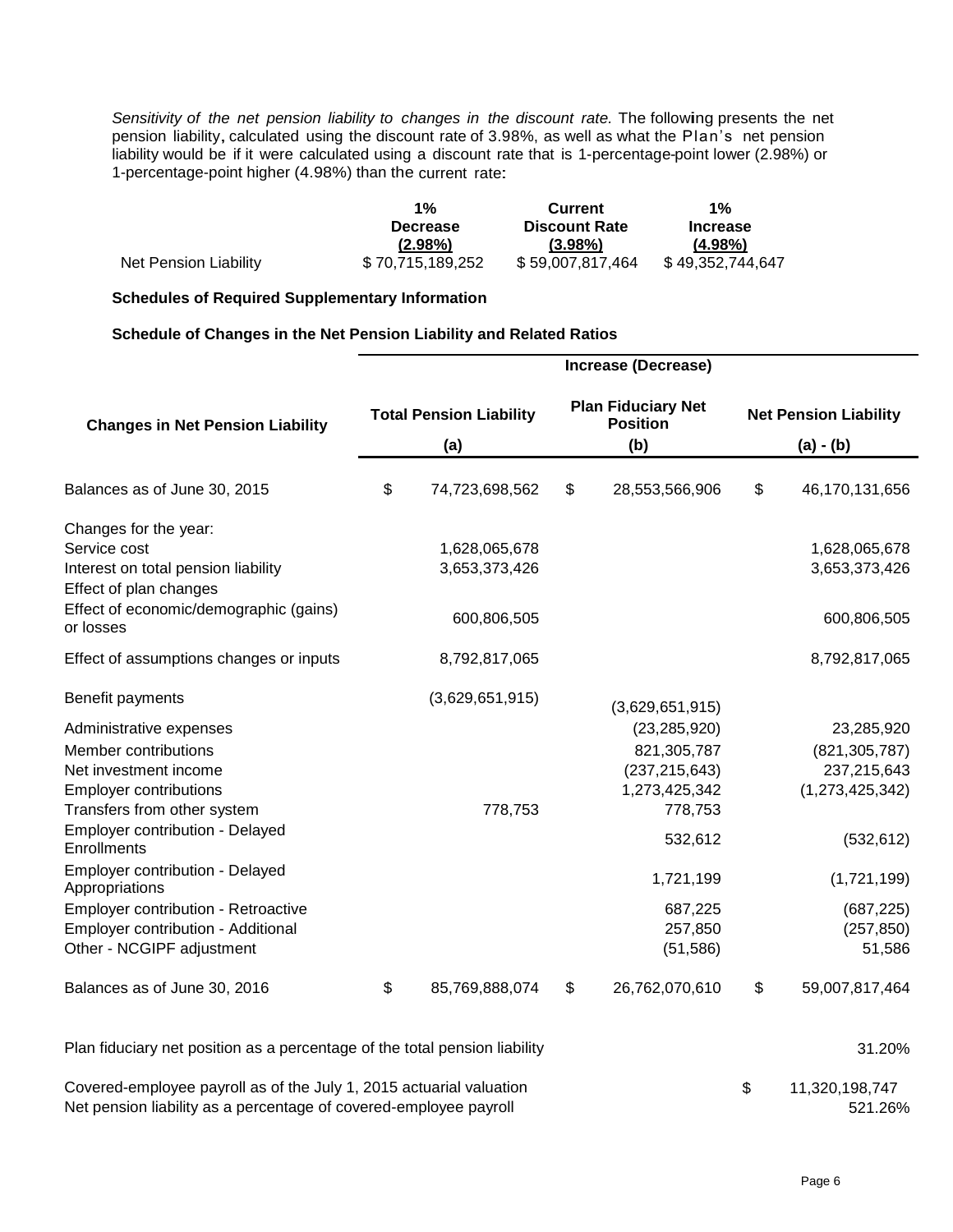*Sensitivity of the net pension liability to changes in the discount rate.* The following presents the net pension liability, calculated using the discount rate of 3.98%, as well as what the Plan's net pension liability would be if it were calculated using a discount rate that is 1-percentage-point lower (2.98%) or 1-percentage-point higher (4.98%) than the current rate:

| | 1% Decrease (2.98%) | Current Discount Rate (3.98%) | 1% Increase (4.98%) |
|---|---|---|---|
| Net Pension Liability | $ 70,715,189,252 | $ 59,007,817,464 | $ 49,352,744,647 |

**Schedules of Required Supplementary Information**

**Schedule of Changes in the Net Pension Liability and Related Ratios**

| Changes in Net Pension Liability | Increase (Decrease) Total Pension Liability (a) | Plan Fiduciary Net Position (b) | Net Pension Liability (a) - (b) |
|---|---|---|---|
| Balances as of June 30, 2015 | $ 74,723,698,562 | $ 28,553,566,906 | $ 46,170,131,656 |
| Changes for the year: | | | |
| Service cost | 1,628,065,678 | | 1,628,065,678 |
| Interest on total pension liability | 3,653,373,426 | | 3,653,373,426 |
| Effect of plan changes | | | |
| Effect of economic/demographic (gains) or losses | 600,806,505 | | 600,806,505 |
| Effect of assumptions changes or inputs | 8,792,817,065 | | 8,792,817,065 |
| Benefit payments | (3,629,651,915) | (3,629,651,915) | |
| Administrative expenses | | (23,285,920) | 23,285,920 |
| Member contributions | | 821,305,787 | (821,305,787) |
| Net investment income | | (237,215,643) | 237,215,643 |
| Employer contributions | | 1,273,425,342 | (1,273,425,342) |
| Transfers from other system | 778,753 | 778,753 | |
| Employer contribution - Delayed Enrollments | | 532,612 | (532,612) |
| Employer contribution - Delayed Appropriations | | 1,721,199 | (1,721,199) |
| Employer contribution - Retroactive | | 687,225 | (687,225) |
| Employer contribution - Additional | | 257,850 | (257,850) |
| Other - NCGIPF adjustment | | (51,586) | 51,586 |
| Balances as of June 30, 2016 | $ 85,769,888,074 | $ 26,762,070,610 | $ 59,007,817,464 |
| Plan fiduciary net position as a percentage of the total pension liability | | | 31.20% |
| Covered-employee payroll as of the July 1, 2015 actuarial valuation | | | $ 11,320,198,747 |
| Net pension liability as a percentage of covered-employee payroll | | | 521.26% |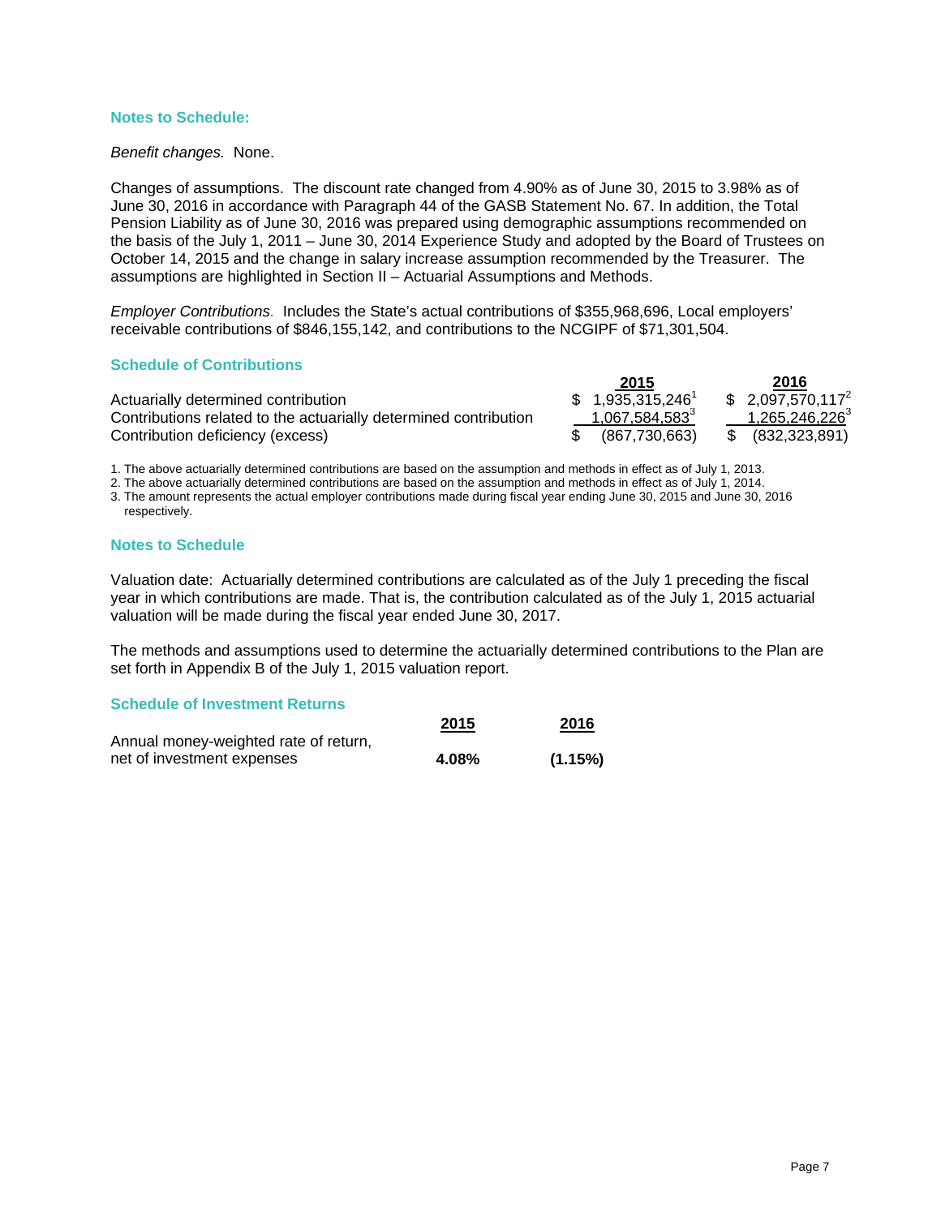### Notes to Schedule:

*Benefit changes.* None.

Changes of assumptions. The discount rate changed from 4.90% as of June 30, 2015 to 3.98% as of June 30, 2016 in accordance with Paragraph 44 of the GASB Statement No. 67. In addition, the Total Pension Liability as of June 30, 2016 was prepared using demographic assumptions recommended on the basis of the July 1, 2011 – June 30, 2014 Experience Study and adopted by the Board of Trustees on October 14, 2015 and the change in salary increase assumption recommended by the Treasurer. The assumptions are highlighted in Section II – Actuarial Assumptions and Methods.

*Employer Contributions.* Includes the State's actual contributions of $355,968,696, Local employers' receivable contributions of $846,155,142, and contributions to the NCGIPF of $71,301,504.

### Schedule of Contributions

| | 2015 | 2016 |
|---|---|---|
| Actuarially determined contribution | $ 1,935,315,246[1] | $ 2,097,570,117[2] |
| Contributions related to the actuarially determined contribution | 1,067,584,583[3] | 1,265,246,226[3] |
| Contribution deficiency (excess) | $ (867,730,663) | $ (832,323,891) |

1. The above actuarially determined contributions are based on the assumption and methods in effect as of July 1, 2013.
2. The above actuarially determined contributions are based on the assumption and methods in effect as of July 1, 2014.
3. The amount represents the actual employer contributions made during fiscal year ending June 30, 2015 and June 30, 2016 respectively.

### Notes to Schedule

Valuation date: Actuarially determined contributions are calculated as of the July 1 preceding the fiscal year in which contributions are made. That is, the contribution calculated as of the July 1, 2015 actuarial valuation will be made during the fiscal year ended June 30, 2017.

The methods and assumptions used to determine the actuarially determined contributions to the Plan are set forth in Appendix B of the July 1, 2015 valuation report.

### Schedule of Investment Returns

| | 2015 | 2016 |
|---|---|---|
| Annual money-weighted rate of return, net of investment expenses | **4.08%** | **(1.15%)** |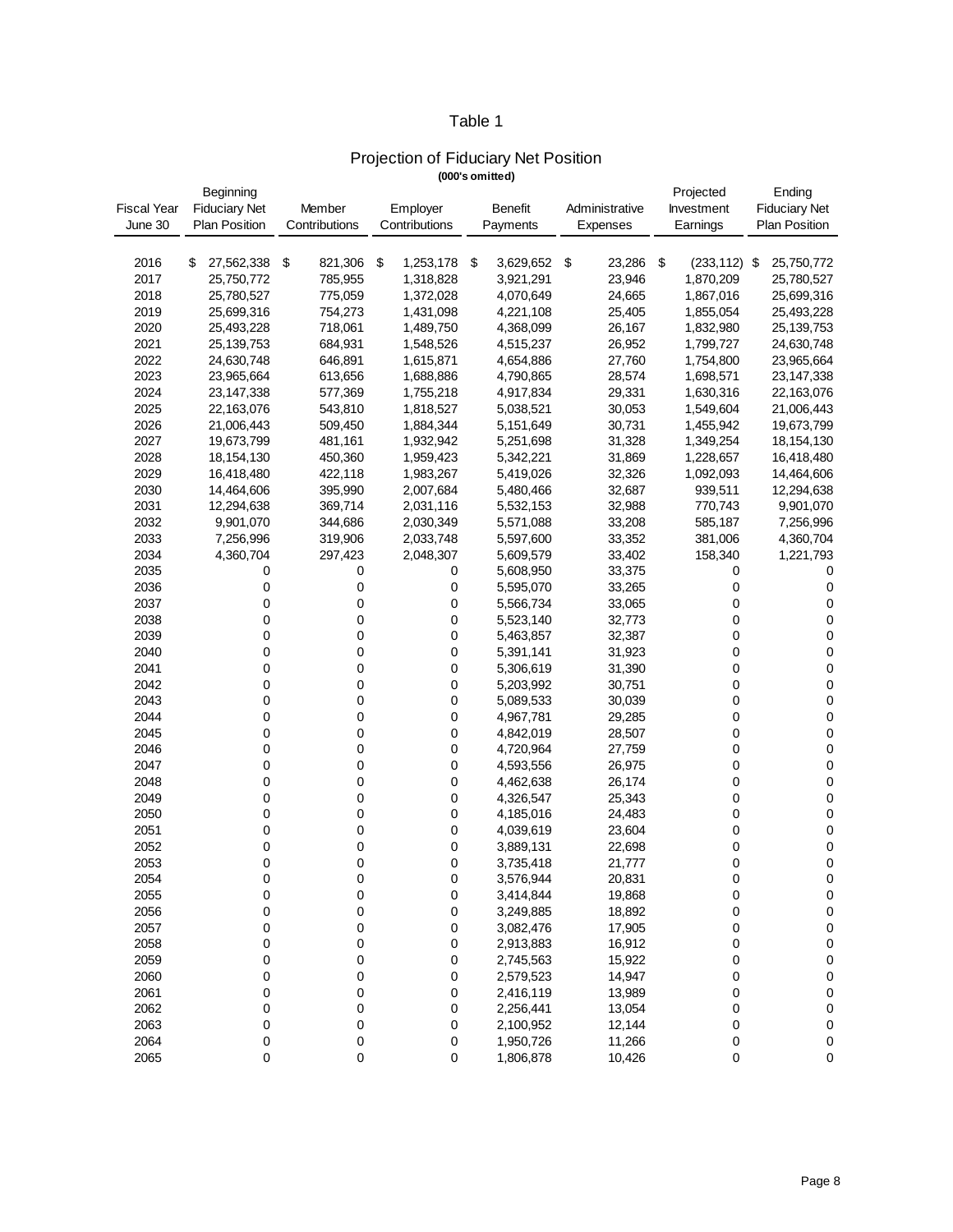# Table 1

## Projection of Fiduciary Net Position

**(000's omitted)**

| Fiscal Year June 30 | Beginning Fiduciary Net Plan Position | Member Contributions | Employer Contributions | Benefit Payments | Administrative Expenses | Projected Investment Earnings | Ending Fiduciary Net Plan Position |
|---|---|---|---|---|---|---|---|
| 2016 | $ 27,562,338 | $ 821,306 | $ 1,253,178 | $ 3,629,652 | $ 23,286 | $ (233,112) | $ 25,750,772 |
| 2017 | 25,750,772 | 785,955 | 1,318,828 | 3,921,291 | 23,946 | 1,870,209 | 25,780,527 |
| 2018 | 25,780,527 | 775,059 | 1,372,028 | 4,070,649 | 24,665 | 1,867,016 | 25,699,316 |
| 2019 | 25,699,316 | 754,273 | 1,431,098 | 4,221,108 | 25,405 | 1,855,054 | 25,493,228 |
| 2020 | 25,493,228 | 718,061 | 1,489,750 | 4,368,099 | 26,167 | 1,832,980 | 25,139,753 |
| 2021 | 25,139,753 | 684,931 | 1,548,526 | 4,515,237 | 26,952 | 1,799,727 | 24,630,748 |
| 2022 | 24,630,748 | 646,891 | 1,615,871 | 4,654,886 | 27,760 | 1,754,800 | 23,965,664 |
| 2023 | 23,965,664 | 613,656 | 1,688,886 | 4,790,865 | 28,574 | 1,698,571 | 23,147,338 |
| 2024 | 23,147,338 | 577,369 | 1,755,218 | 4,917,834 | 29,331 | 1,630,316 | 22,163,076 |
| 2025 | 22,163,076 | 543,810 | 1,818,527 | 5,038,521 | 30,053 | 1,549,604 | 21,006,443 |
| 2026 | 21,006,443 | 509,450 | 1,884,344 | 5,151,649 | 30,731 | 1,455,942 | 19,673,799 |
| 2027 | 19,673,799 | 481,161 | 1,932,942 | 5,251,698 | 31,328 | 1,349,254 | 18,154,130 |
| 2028 | 18,154,130 | 450,360 | 1,959,423 | 5,342,221 | 31,869 | 1,228,657 | 16,418,480 |
| 2029 | 16,418,480 | 422,118 | 1,983,267 | 5,419,026 | 32,326 | 1,092,093 | 14,464,606 |
| 2030 | 14,464,606 | 395,990 | 2,007,684 | 5,480,466 | 32,687 | 939,511 | 12,294,638 |
| 2031 | 12,294,638 | 369,714 | 2,031,116 | 5,532,153 | 32,988 | 770,743 | 9,901,070 |
| 2032 | 9,901,070 | 344,686 | 2,030,349 | 5,571,088 | 33,208 | 585,187 | 7,256,996 |
| 2033 | 7,256,996 | 319,906 | 2,033,748 | 5,597,600 | 33,352 | 381,006 | 4,360,704 |
| 2034 | 4,360,704 | 297,423 | 2,048,307 | 5,609,579 | 33,402 | 158,340 | 1,221,793 |
| 2035 | 0 | 0 | 0 | 5,608,950 | 33,375 | 0 | 0 |
| 2036 | 0 | 0 | 0 | 5,595,070 | 33,265 | 0 | 0 |
| 2037 | 0 | 0 | 0 | 5,566,734 | 33,065 | 0 | 0 |
| 2038 | 0 | 0 | 0 | 5,523,140 | 32,773 | 0 | 0 |
| 2039 | 0 | 0 | 0 | 5,463,857 | 32,387 | 0 | 0 |
| 2040 | 0 | 0 | 0 | 5,391,141 | 31,923 | 0 | 0 |
| 2041 | 0 | 0 | 0 | 5,306,619 | 31,390 | 0 | 0 |
| 2042 | 0 | 0 | 0 | 5,203,992 | 30,751 | 0 | 0 |
| 2043 | 0 | 0 | 0 | 5,089,533 | 30,039 | 0 | 0 |
| 2044 | 0 | 0 | 0 | 4,967,781 | 29,285 | 0 | 0 |
| 2045 | 0 | 0 | 0 | 4,842,019 | 28,507 | 0 | 0 |
| 2046 | 0 | 0 | 0 | 4,720,964 | 27,759 | 0 | 0 |
| 2047 | 0 | 0 | 0 | 4,593,556 | 26,975 | 0 | 0 |
| 2048 | 0 | 0 | 0 | 4,462,638 | 26,174 | 0 | 0 |
| 2049 | 0 | 0 | 0 | 4,326,547 | 25,343 | 0 | 0 |
| 2050 | 0 | 0 | 0 | 4,185,016 | 24,483 | 0 | 0 |
| 2051 | 0 | 0 | 0 | 4,039,619 | 23,604 | 0 | 0 |
| 2052 | 0 | 0 | 0 | 3,889,131 | 22,698 | 0 | 0 |
| 2053 | 0 | 0 | 0 | 3,735,418 | 21,777 | 0 | 0 |
| 2054 | 0 | 0 | 0 | 3,576,944 | 20,831 | 0 | 0 |
| 2055 | 0 | 0 | 0 | 3,414,844 | 19,868 | 0 | 0 |
| 2056 | 0 | 0 | 0 | 3,249,885 | 18,892 | 0 | 0 |
| 2057 | 0 | 0 | 0 | 3,082,476 | 17,905 | 0 | 0 |
| 2058 | 0 | 0 | 0 | 2,913,883 | 16,912 | 0 | 0 |
| 2059 | 0 | 0 | 0 | 2,745,563 | 15,922 | 0 | 0 |
| 2060 | 0 | 0 | 0 | 2,579,523 | 14,947 | 0 | 0 |
| 2061 | 0 | 0 | 0 | 2,416,119 | 13,989 | 0 | 0 |
| 2062 | 0 | 0 | 0 | 2,256,441 | 13,054 | 0 | 0 |
| 2063 | 0 | 0 | 0 | 2,100,952 | 12,144 | 0 | 0 |
| 2064 | 0 | 0 | 0 | 1,950,726 | 11,266 | 0 | 0 |
| 2065 | 0 | 0 | 0 | 1,806,878 | 10,426 | 0 | 0 |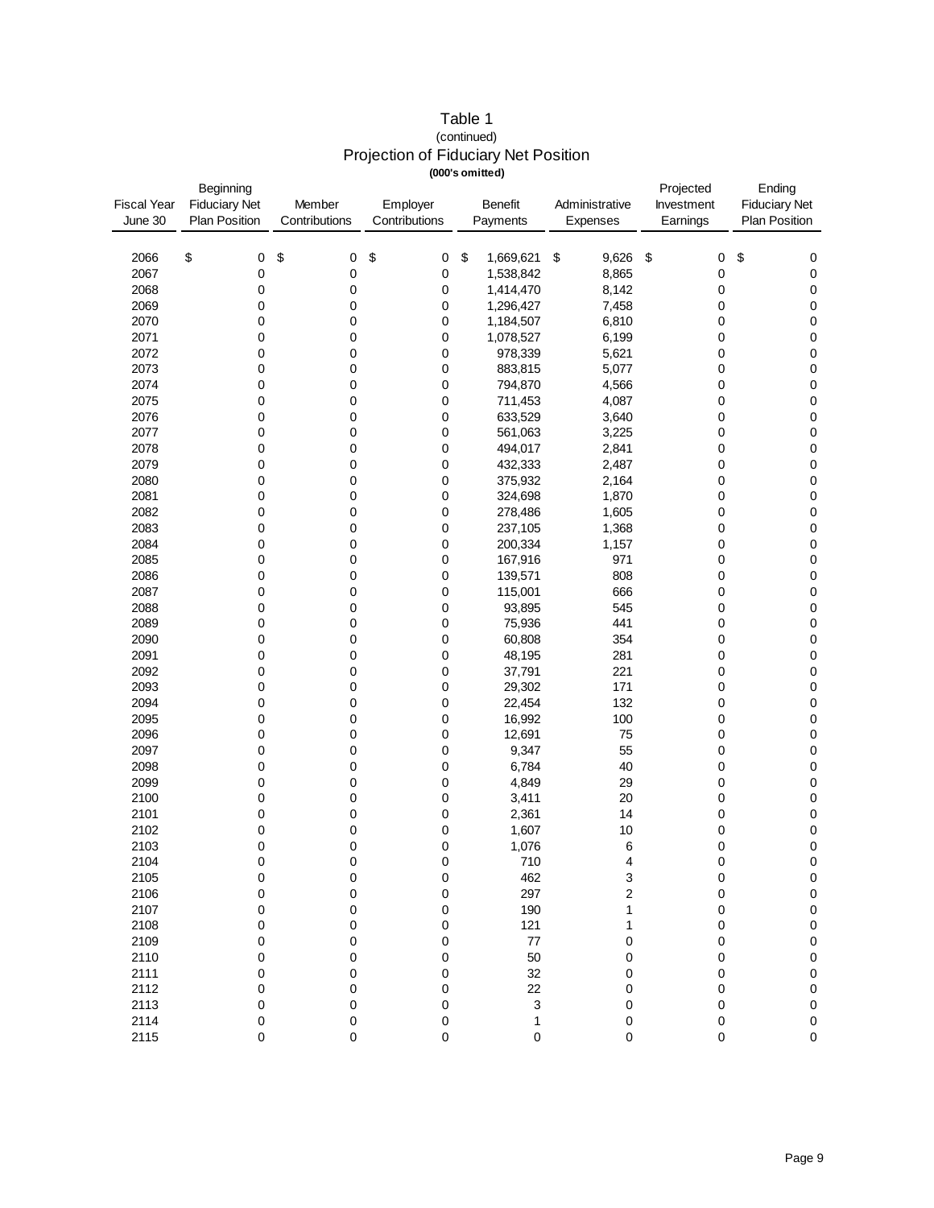# Table 1

(continued)

## Projection of Fiduciary Net Position

**(000's omitted)**

| Fiscal Year June 30 | Beginning Fiduciary Net Plan Position | Member Contributions | Employer Contributions | Benefit Payments | Administrative Expenses | Projected Investment Earnings | Ending Fiduciary Net Plan Position |
|---|---|---|---|---|---|---|---|
| 2066 | $ 0 | $ 0 | $ 0 | $ 1,669,621 | $ 9,626 | $ 0 | $ 0 |
| 2067 | 0 | 0 | 0 | 1,538,842 | 8,865 | 0 | 0 |
| 2068 | 0 | 0 | 0 | 1,414,470 | 8,142 | 0 | 0 |
| 2069 | 0 | 0 | 0 | 1,296,427 | 7,458 | 0 | 0 |
| 2070 | 0 | 0 | 0 | 1,184,507 | 6,810 | 0 | 0 |
| 2071 | 0 | 0 | 0 | 1,078,527 | 6,199 | 0 | 0 |
| 2072 | 0 | 0 | 0 | 978,339 | 5,621 | 0 | 0 |
| 2073 | 0 | 0 | 0 | 883,815 | 5,077 | 0 | 0 |
| 2074 | 0 | 0 | 0 | 794,870 | 4,566 | 0 | 0 |
| 2075 | 0 | 0 | 0 | 711,453 | 4,087 | 0 | 0 |
| 2076 | 0 | 0 | 0 | 633,529 | 3,640 | 0 | 0 |
| 2077 | 0 | 0 | 0 | 561,063 | 3,225 | 0 | 0 |
| 2078 | 0 | 0 | 0 | 494,017 | 2,841 | 0 | 0 |
| 2079 | 0 | 0 | 0 | 432,333 | 2,487 | 0 | 0 |
| 2080 | 0 | 0 | 0 | 375,932 | 2,164 | 0 | 0 |
| 2081 | 0 | 0 | 0 | 324,698 | 1,870 | 0 | 0 |
| 2082 | 0 | 0 | 0 | 278,486 | 1,605 | 0 | 0 |
| 2083 | 0 | 0 | 0 | 237,105 | 1,368 | 0 | 0 |
| 2084 | 0 | 0 | 0 | 200,334 | 1,157 | 0 | 0 |
| 2085 | 0 | 0 | 0 | 167,916 | 971 | 0 | 0 |
| 2086 | 0 | 0 | 0 | 139,571 | 808 | 0 | 0 |
| 2087 | 0 | 0 | 0 | 115,001 | 666 | 0 | 0 |
| 2088 | 0 | 0 | 0 | 93,895 | 545 | 0 | 0 |
| 2089 | 0 | 0 | 0 | 75,936 | 441 | 0 | 0 |
| 2090 | 0 | 0 | 0 | 60,808 | 354 | 0 | 0 |
| 2091 | 0 | 0 | 0 | 48,195 | 281 | 0 | 0 |
| 2092 | 0 | 0 | 0 | 37,791 | 221 | 0 | 0 |
| 2093 | 0 | 0 | 0 | 29,302 | 171 | 0 | 0 |
| 2094 | 0 | 0 | 0 | 22,454 | 132 | 0 | 0 |
| 2095 | 0 | 0 | 0 | 16,992 | 100 | 0 | 0 |
| 2096 | 0 | 0 | 0 | 12,691 | 75 | 0 | 0 |
| 2097 | 0 | 0 | 0 | 9,347 | 55 | 0 | 0 |
| 2098 | 0 | 0 | 0 | 6,784 | 40 | 0 | 0 |
| 2099 | 0 | 0 | 0 | 4,849 | 29 | 0 | 0 |
| 2100 | 0 | 0 | 0 | 3,411 | 20 | 0 | 0 |
| 2101 | 0 | 0 | 0 | 2,361 | 14 | 0 | 0 |
| 2102 | 0 | 0 | 0 | 1,607 | 10 | 0 | 0 |
| 2103 | 0 | 0 | 0 | 1,076 | 6 | 0 | 0 |
| 2104 | 0 | 0 | 0 | 710 | 4 | 0 | 0 |
| 2105 | 0 | 0 | 0 | 462 | 3 | 0 | 0 |
| 2106 | 0 | 0 | 0 | 297 | 2 | 0 | 0 |
| 2107 | 0 | 0 | 0 | 190 | 1 | 0 | 0 |
| 2108 | 0 | 0 | 0 | 121 | 1 | 0 | 0 |
| 2109 | 0 | 0 | 0 | 77 | 0 | 0 | 0 |
| 2110 | 0 | 0 | 0 | 50 | 0 | 0 | 0 |
| 2111 | 0 | 0 | 0 | 32 | 0 | 0 | 0 |
| 2112 | 0 | 0 | 0 | 22 | 0 | 0 | 0 |
| 2113 | 0 | 0 | 0 | 3 | 0 | 0 | 0 |
| 2114 | 0 | 0 | 0 | 1 | 0 | 0 | 0 |
| 2115 | 0 | 0 | 0 | 0 | 0 | 0 | 0 |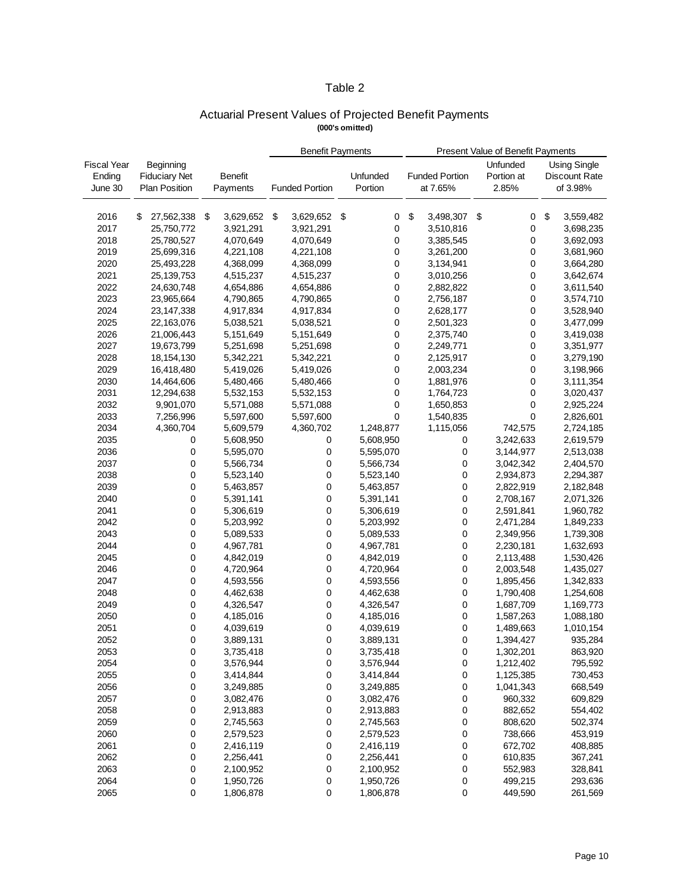# Table 2

## Actuarial Present Values of Projected Benefit Payments

**(000's omitted)**

| | | | Benefit Payments | | Present Value of Benefit Payments | | |
|---|---|---|---|---|---|---|---|
| Fiscal Year Ending June 30 | Beginning Fiduciary Net Plan Position | Benefit Payments | Funded Portion | Unfunded Portion | Funded Portion at 7.65% | Unfunded Portion at 2.85% | Using Single Discount Rate of 3.98% |
| 2016 | $ 27,562,338 | $ 3,629,652 | $ 3,629,652 | $ 0 | $ 3,498,307 | $ 0 | $ 3,559,482 |
| 2017 | 25,750,772 | 3,921,291 | 3,921,291 | 0 | 3,510,816 | 0 | 3,698,235 |
| 2018 | 25,780,527 | 4,070,649 | 4,070,649 | 0 | 3,385,545 | 0 | 3,692,093 |
| 2019 | 25,699,316 | 4,221,108 | 4,221,108 | 0 | 3,261,200 | 0 | 3,681,960 |
| 2020 | 25,493,228 | 4,368,099 | 4,368,099 | 0 | 3,134,941 | 0 | 3,664,280 |
| 2021 | 25,139,753 | 4,515,237 | 4,515,237 | 0 | 3,010,256 | 0 | 3,642,674 |
| 2022 | 24,630,748 | 4,654,886 | 4,654,886 | 0 | 2,882,822 | 0 | 3,611,540 |
| 2023 | 23,965,664 | 4,790,865 | 4,790,865 | 0 | 2,756,187 | 0 | 3,574,710 |
| 2024 | 23,147,338 | 4,917,834 | 4,917,834 | 0 | 2,628,177 | 0 | 3,528,940 |
| 2025 | 22,163,076 | 5,038,521 | 5,038,521 | 0 | 2,501,323 | 0 | 3,477,099 |
| 2026 | 21,006,443 | 5,151,649 | 5,151,649 | 0 | 2,375,740 | 0 | 3,419,038 |
| 2027 | 19,673,799 | 5,251,698 | 5,251,698 | 0 | 2,249,771 | 0 | 3,351,977 |
| 2028 | 18,154,130 | 5,342,221 | 5,342,221 | 0 | 2,125,917 | 0 | 3,279,190 |
| 2029 | 16,418,480 | 5,419,026 | 5,419,026 | 0 | 2,003,234 | 0 | 3,198,966 |
| 2030 | 14,464,606 | 5,480,466 | 5,480,466 | 0 | 1,881,976 | 0 | 3,111,354 |
| 2031 | 12,294,638 | 5,532,153 | 5,532,153 | 0 | 1,764,723 | 0 | 3,020,437 |
| 2032 | 9,901,070 | 5,571,088 | 5,571,088 | 0 | 1,650,853 | 0 | 2,925,224 |
| 2033 | 7,256,996 | 5,597,600 | 5,597,600 | 0 | 1,540,835 | 0 | 2,826,601 |
| 2034 | 4,360,704 | 5,609,579 | 4,360,702 | 1,248,877 | 1,115,056 | 742,575 | 2,724,185 |
| 2035 | 0 | 5,608,950 | 0 | 5,608,950 | 0 | 3,242,633 | 2,619,579 |
| 2036 | 0 | 5,595,070 | 0 | 5,595,070 | 0 | 3,144,977 | 2,513,038 |
| 2037 | 0 | 5,566,734 | 0 | 5,566,734 | 0 | 3,042,342 | 2,404,570 |
| 2038 | 0 | 5,523,140 | 0 | 5,523,140 | 0 | 2,934,873 | 2,294,387 |
| 2039 | 0 | 5,463,857 | 0 | 5,463,857 | 0 | 2,822,919 | 2,182,848 |
| 2040 | 0 | 5,391,141 | 0 | 5,391,141 | 0 | 2,708,167 | 2,071,326 |
| 2041 | 0 | 5,306,619 | 0 | 5,306,619 | 0 | 2,591,841 | 1,960,782 |
| 2042 | 0 | 5,203,992 | 0 | 5,203,992 | 0 | 2,471,284 | 1,849,233 |
| 2043 | 0 | 5,089,533 | 0 | 5,089,533 | 0 | 2,349,956 | 1,739,308 |
| 2044 | 0 | 4,967,781 | 0 | 4,967,781 | 0 | 2,230,181 | 1,632,693 |
| 2045 | 0 | 4,842,019 | 0 | 4,842,019 | 0 | 2,113,488 | 1,530,426 |
| 2046 | 0 | 4,720,964 | 0 | 4,720,964 | 0 | 2,003,548 | 1,435,027 |
| 2047 | 0 | 4,593,556 | 0 | 4,593,556 | 0 | 1,895,456 | 1,342,833 |
| 2048 | 0 | 4,462,638 | 0 | 4,462,638 | 0 | 1,790,408 | 1,254,608 |
| 2049 | 0 | 4,326,547 | 0 | 4,326,547 | 0 | 1,687,709 | 1,169,773 |
| 2050 | 0 | 4,185,016 | 0 | 4,185,016 | 0 | 1,587,263 | 1,088,180 |
| 2051 | 0 | 4,039,619 | 0 | 4,039,619 | 0 | 1,489,663 | 1,010,154 |
| 2052 | 0 | 3,889,131 | 0 | 3,889,131 | 0 | 1,394,427 | 935,284 |
| 2053 | 0 | 3,735,418 | 0 | 3,735,418 | 0 | 1,302,201 | 863,920 |
| 2054 | 0 | 3,576,944 | 0 | 3,576,944 | 0 | 1,212,402 | 795,592 |
| 2055 | 0 | 3,414,844 | 0 | 3,414,844 | 0 | 1,125,385 | 730,453 |
| 2056 | 0 | 3,249,885 | 0 | 3,249,885 | 0 | 1,041,343 | 668,549 |
| 2057 | 0 | 3,082,476 | 0 | 3,082,476 | 0 | 960,332 | 609,829 |
| 2058 | 0 | 2,913,883 | 0 | 2,913,883 | 0 | 882,652 | 554,402 |
| 2059 | 0 | 2,745,563 | 0 | 2,745,563 | 0 | 808,620 | 502,374 |
| 2060 | 0 | 2,579,523 | 0 | 2,579,523 | 0 | 738,666 | 453,919 |
| 2061 | 0 | 2,416,119 | 0 | 2,416,119 | 0 | 672,702 | 408,885 |
| 2062 | 0 | 2,256,441 | 0 | 2,256,441 | 0 | 610,835 | 367,241 |
| 2063 | 0 | 2,100,952 | 0 | 2,100,952 | 0 | 552,983 | 328,841 |
| 2064 | 0 | 1,950,726 | 0 | 1,950,726 | 0 | 499,215 | 293,636 |
| 2065 | 0 | 1,806,878 | 0 | 1,806,878 | 0 | 449,590 | 261,569 |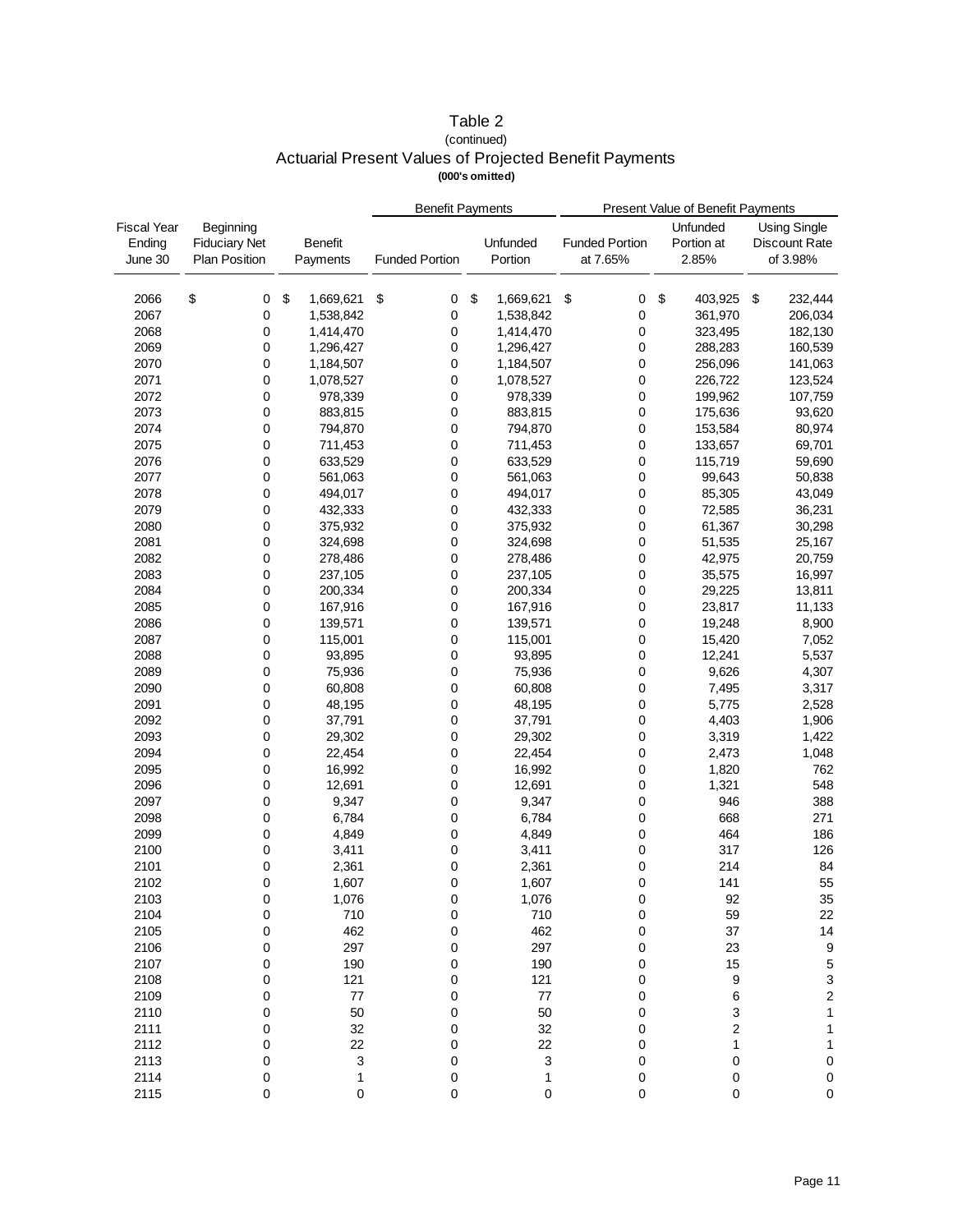# Table 2

(continued)

## Actuarial Present Values of Projected Benefit Payments

**(000's omitted)**

| Fiscal Year Ending June 30 | Beginning Fiduciary Net Plan Position | Benefit Payments | Benefit Payments: Funded Portion | Benefit Payments: Unfunded Portion | Present Value of Benefit Payments: Funded Portion at 7.65% | Present Value of Benefit Payments: Unfunded Portion at 2.85% | Present Value of Benefit Payments: Using Single Discount Rate of 3.98% |
|---|---|---|---|---|---|---|---|
| 2066 | $ 0 | $ 1,669,621 | $ 0 | $ 1,669,621 | $ 0 | $ 403,925 | $ 232,444 |
| 2067 | 0 | 1,538,842 | 0 | 1,538,842 | 0 | 361,970 | 206,034 |
| 2068 | 0 | 1,414,470 | 0 | 1,414,470 | 0 | 323,495 | 182,130 |
| 2069 | 0 | 1,296,427 | 0 | 1,296,427 | 0 | 288,283 | 160,539 |
| 2070 | 0 | 1,184,507 | 0 | 1,184,507 | 0 | 256,096 | 141,063 |
| 2071 | 0 | 1,078,527 | 0 | 1,078,527 | 0 | 226,722 | 123,524 |
| 2072 | 0 | 978,339 | 0 | 978,339 | 0 | 199,962 | 107,759 |
| 2073 | 0 | 883,815 | 0 | 883,815 | 0 | 175,636 | 93,620 |
| 2074 | 0 | 794,870 | 0 | 794,870 | 0 | 153,584 | 80,974 |
| 2075 | 0 | 711,453 | 0 | 711,453 | 0 | 133,657 | 69,701 |
| 2076 | 0 | 633,529 | 0 | 633,529 | 0 | 115,719 | 59,690 |
| 2077 | 0 | 561,063 | 0 | 561,063 | 0 | 99,643 | 50,838 |
| 2078 | 0 | 494,017 | 0 | 494,017 | 0 | 85,305 | 43,049 |
| 2079 | 0 | 432,333 | 0 | 432,333 | 0 | 72,585 | 36,231 |
| 2080 | 0 | 375,932 | 0 | 375,932 | 0 | 61,367 | 30,298 |
| 2081 | 0 | 324,698 | 0 | 324,698 | 0 | 51,535 | 25,167 |
| 2082 | 0 | 278,486 | 0 | 278,486 | 0 | 42,975 | 20,759 |
| 2083 | 0 | 237,105 | 0 | 237,105 | 0 | 35,575 | 16,997 |
| 2084 | 0 | 200,334 | 0 | 200,334 | 0 | 29,225 | 13,811 |
| 2085 | 0 | 167,916 | 0 | 167,916 | 0 | 23,817 | 11,133 |
| 2086 | 0 | 139,571 | 0 | 139,571 | 0 | 19,248 | 8,900 |
| 2087 | 0 | 115,001 | 0 | 115,001 | 0 | 15,420 | 7,052 |
| 2088 | 0 | 93,895 | 0 | 93,895 | 0 | 12,241 | 5,537 |
| 2089 | 0 | 75,936 | 0 | 75,936 | 0 | 9,626 | 4,307 |
| 2090 | 0 | 60,808 | 0 | 60,808 | 0 | 7,495 | 3,317 |
| 2091 | 0 | 48,195 | 0 | 48,195 | 0 | 5,775 | 2,528 |
| 2092 | 0 | 37,791 | 0 | 37,791 | 0 | 4,403 | 1,906 |
| 2093 | 0 | 29,302 | 0 | 29,302 | 0 | 3,319 | 1,422 |
| 2094 | 0 | 22,454 | 0 | 22,454 | 0 | 2,473 | 1,048 |
| 2095 | 0 | 16,992 | 0 | 16,992 | 0 | 1,820 | 762 |
| 2096 | 0 | 12,691 | 0 | 12,691 | 0 | 1,321 | 548 |
| 2097 | 0 | 9,347 | 0 | 9,347 | 0 | 946 | 388 |
| 2098 | 0 | 6,784 | 0 | 6,784 | 0 | 668 | 271 |
| 2099 | 0 | 4,849 | 0 | 4,849 | 0 | 464 | 186 |
| 2100 | 0 | 3,411 | 0 | 3,411 | 0 | 317 | 126 |
| 2101 | 0 | 2,361 | 0 | 2,361 | 0 | 214 | 84 |
| 2102 | 0 | 1,607 | 0 | 1,607 | 0 | 141 | 55 |
| 2103 | 0 | 1,076 | 0 | 1,076 | 0 | 92 | 35 |
| 2104 | 0 | 710 | 0 | 710 | 0 | 59 | 22 |
| 2105 | 0 | 462 | 0 | 462 | 0 | 37 | 14 |
| 2106 | 0 | 297 | 0 | 297 | 0 | 23 | 9 |
| 2107 | 0 | 190 | 0 | 190 | 0 | 15 | 5 |
| 2108 | 0 | 121 | 0 | 121 | 0 | 9 | 3 |
| 2109 | 0 | 77 | 0 | 77 | 0 | 6 | 2 |
| 2110 | 0 | 50 | 0 | 50 | 0 | 3 | 1 |
| 2111 | 0 | 32 | 0 | 32 | 0 | 2 | 1 |
| 2112 | 0 | 22 | 0 | 22 | 0 | 1 | 1 |
| 2113 | 0 | 3 | 0 | 3 | 0 | 0 | 0 |
| 2114 | 0 | 1 | 0 | 1 | 0 | 0 | 0 |
| 2115 | 0 | 0 | 0 | 0 | 0 | 0 | 0 |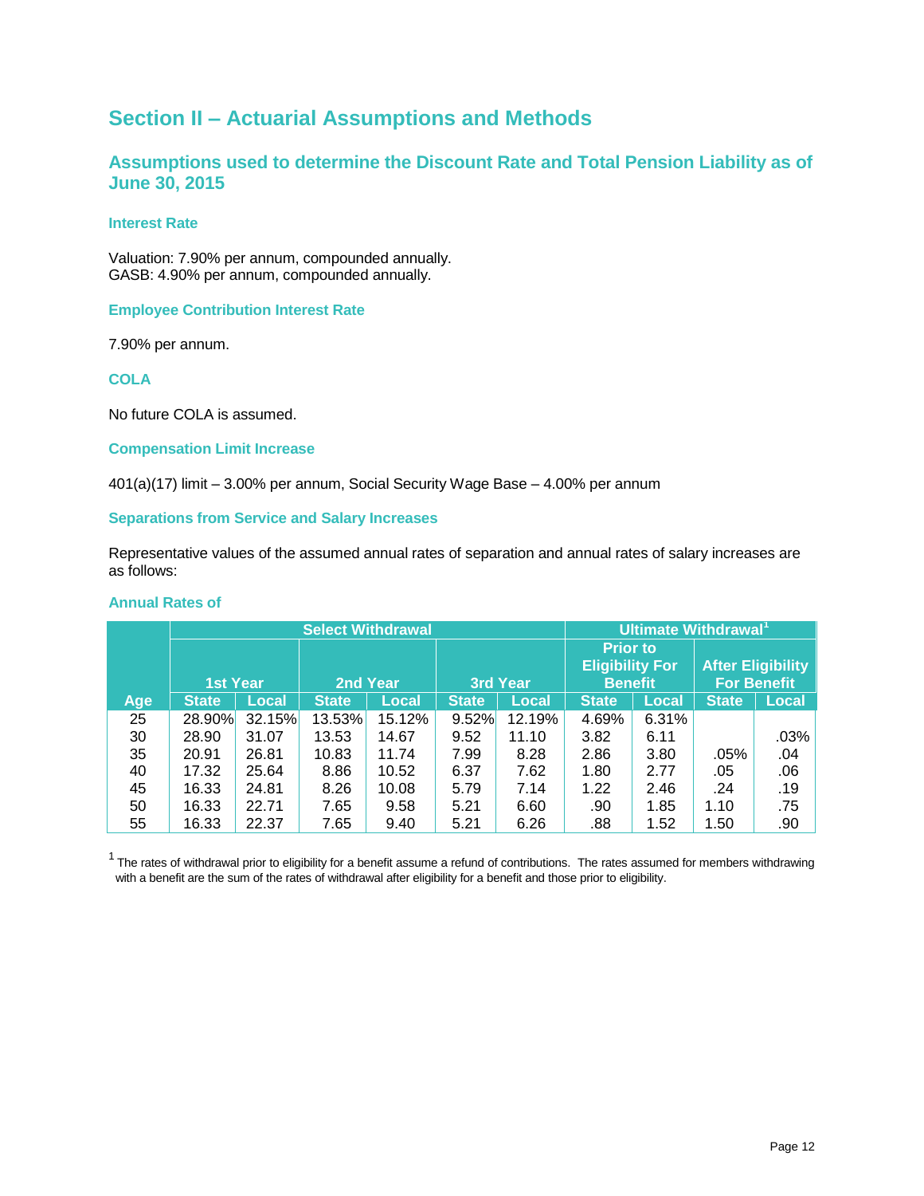# Section II – Actuarial Assumptions and Methods

## Assumptions used to determine the Discount Rate and Total Pension Liability as of June 30, 2015

### Interest Rate

Valuation: 7.90% per annum, compounded annually.
GASB: 4.90% per annum, compounded annually.

### Employee Contribution Interest Rate

7.90% per annum.

### COLA

No future COLA is assumed.

### Compensation Limit Increase

401(a)(17) limit – 3.00% per annum, Social Security Wage Base – 4.00% per annum

### Separations from Service and Salary Increases

Representative values of the assumed annual rates of separation and annual rates of salary increases are as follows:

### Annual Rates of

| | Select Withdrawal | | | | | | Ultimate Withdrawal[1] | | | |
|---|---|---|---|---|---|---|---|---|---|---|
| | 1st Year | | 2nd Year | | 3rd Year | | Prior to Eligibility For Benefit | | After Eligibility For Benefit | |
| Age | State | Local | State | Local | State | Local | State | Local | State | Local |
| 25 | 28.90% | 32.15% | 13.53% | 15.12% | 9.52% | 12.19% | 4.69% | 6.31% | | |
| 30 | 28.90 | 31.07 | 13.53 | 14.67 | 9.52 | 11.10 | 3.82 | 6.11 | | .03% |
| 35 | 20.91 | 26.81 | 10.83 | 11.74 | 7.99 | 8.28 | 2.86 | 3.80 | .05% | .04 |
| 40 | 17.32 | 25.64 | 8.86 | 10.52 | 6.37 | 7.62 | 1.80 | 2.77 | .05 | .06 |
| 45 | 16.33 | 24.81 | 8.26 | 10.08 | 5.79 | 7.14 | 1.22 | 2.46 | .24 | .19 |
| 50 | 16.33 | 22.71 | 7.65 | 9.58 | 5.21 | 6.60 | .90 | 1.85 | 1.10 | .75 |
| 55 | 16.33 | 22.37 | 7.65 | 9.40 | 5.21 | 6.26 | .88 | 1.52 | 1.50 | .90 |

[1] The rates of withdrawal prior to eligibility for a benefit assume a refund of contributions. The rates assumed for members withdrawing with a benefit are the sum of the rates of withdrawal after eligibility for a benefit and those prior to eligibility.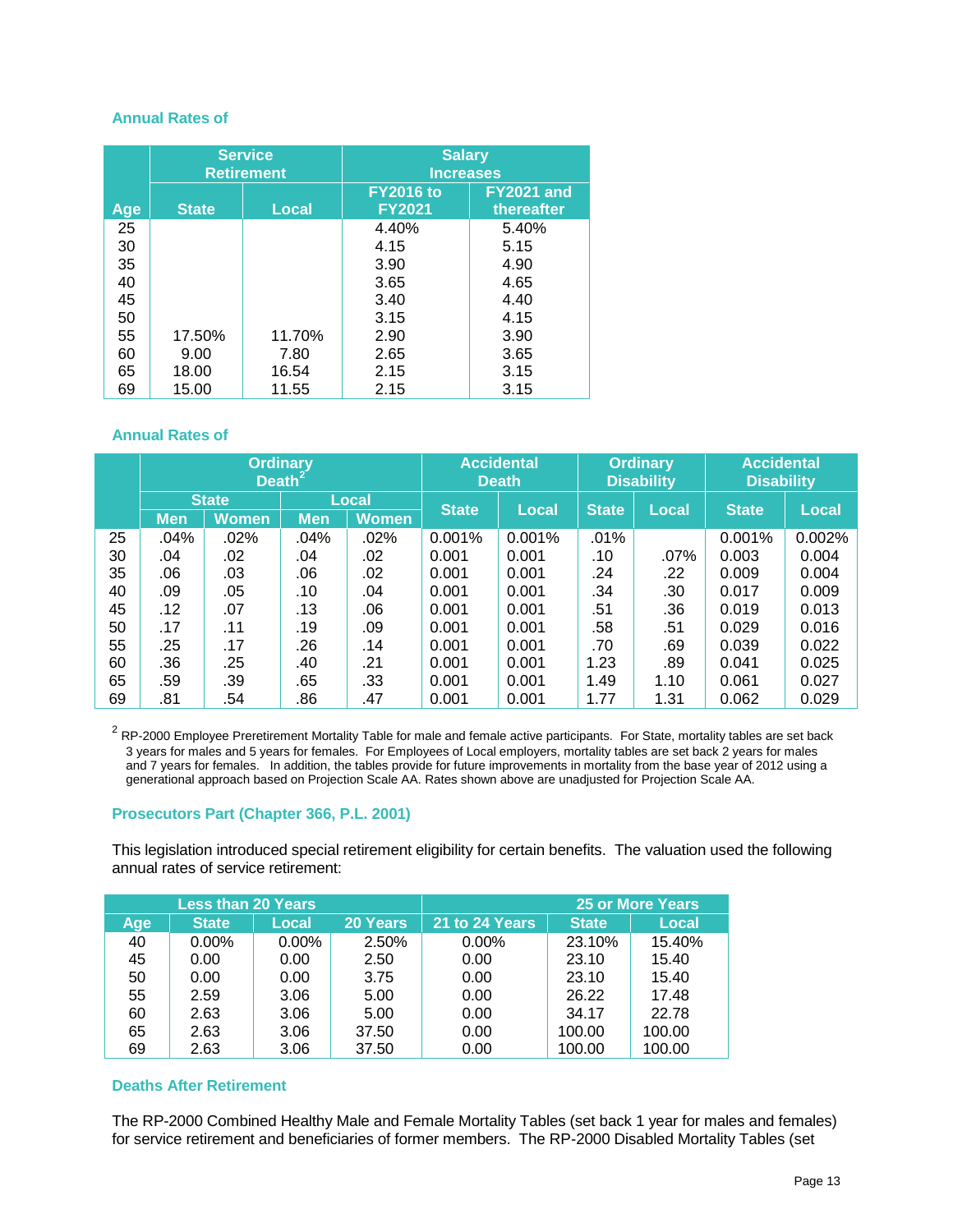### Annual Rates of

| | Service Retirement | | Salary Increases | |
|---|---|---|---|---|
| Age | State | Local | FY2016 to FY2021 | FY2021 and thereafter |
| 25 | | | 4.40% | 5.40% |
| 30 | | | 4.15 | 5.15 |
| 35 | | | 3.90 | 4.90 |
| 40 | | | 3.65 | 4.65 |
| 45 | | | 3.40 | 4.40 |
| 50 | | | 3.15 | 4.15 |
| 55 | 17.50% | 11.70% | 2.90 | 3.90 |
| 60 | 9.00 | 7.80 | 2.65 | 3.65 |
| 65 | 18.00 | 16.54 | 2.15 | 3.15 |
| 69 | 15.00 | 11.55 | 2.15 | 3.15 |

### Annual Rates of

| | Ordinary Death[2] | | | | Accidental Death | | Ordinary Disability | | Accidental Disability | |
|---|---|---|---|---|---|---|---|---|---|---|
| | State | | Local | | State | Local | State | Local | State | Local |
| | Men | Women | Men | Women | | | | | | |
| 25 | .04% | .02% | .04% | .02% | 0.001% | 0.001% | .01% | | 0.001% | 0.002% |
| 30 | .04 | .02 | .04 | .02 | 0.001 | 0.001 | .10 | .07% | 0.003 | 0.004 |
| 35 | .06 | .03 | .06 | .02 | 0.001 | 0.001 | .24 | .22 | 0.009 | 0.004 |
| 40 | .09 | .05 | .10 | .04 | 0.001 | 0.001 | .34 | .30 | 0.017 | 0.009 |
| 45 | .12 | .07 | .13 | .06 | 0.001 | 0.001 | .51 | .36 | 0.019 | 0.013 |
| 50 | .17 | .11 | .19 | .09 | 0.001 | 0.001 | .58 | .51 | 0.029 | 0.016 |
| 55 | .25 | .17 | .26 | .14 | 0.001 | 0.001 | .70 | .69 | 0.039 | 0.022 |
| 60 | .36 | .25 | .40 | .21 | 0.001 | 0.001 | 1.23 | .89 | 0.041 | 0.025 |
| 65 | .59 | .39 | .65 | .33 | 0.001 | 0.001 | 1.49 | 1.10 | 0.061 | 0.027 |
| 69 | .81 | .54 | .86 | .47 | 0.001 | 0.001 | 1.77 | 1.31 | 0.062 | 0.029 |

[2] RP-2000 Employee Preretirement Mortality Table for male and female active participants. For State, mortality tables are set back 3 years for males and 5 years for females. For Employees of Local employers, mortality tables are set back 2 years for males and 7 years for females. In addition, the tables provide for future improvements in mortality from the base year of 2012 using a generational approach based on Projection Scale AA. Rates shown above are unadjusted for Projection Scale AA.

### Prosecutors Part (Chapter 366, P.L. 2001)

This legislation introduced special retirement eligibility for certain benefits. The valuation used the following annual rates of service retirement:

| | Less than 20 Years | | | | 25 or More Years | |
|---|---|---|---|---|---|---|
| Age | State | Local | 20 Years | 21 to 24 Years | State | Local |
| 40 | 0.00% | 0.00% | 2.50% | 0.00% | 23.10% | 15.40% |
| 45 | 0.00 | 0.00 | 2.50 | 0.00 | 23.10 | 15.40 |
| 50 | 0.00 | 0.00 | 3.75 | 0.00 | 23.10 | 15.40 |
| 55 | 2.59 | 3.06 | 5.00 | 0.00 | 26.22 | 17.48 |
| 60 | 2.63 | 3.06 | 5.00 | 0.00 | 34.17 | 22.78 |
| 65 | 2.63 | 3.06 | 37.50 | 0.00 | 100.00 | 100.00 |
| 69 | 2.63 | 3.06 | 37.50 | 0.00 | 100.00 | 100.00 |

### Deaths After Retirement

The RP-2000 Combined Healthy Male and Female Mortality Tables (set back 1 year for males and females) for service retirement and beneficiaries of former members. The RP-2000 Disabled Mortality Tables (set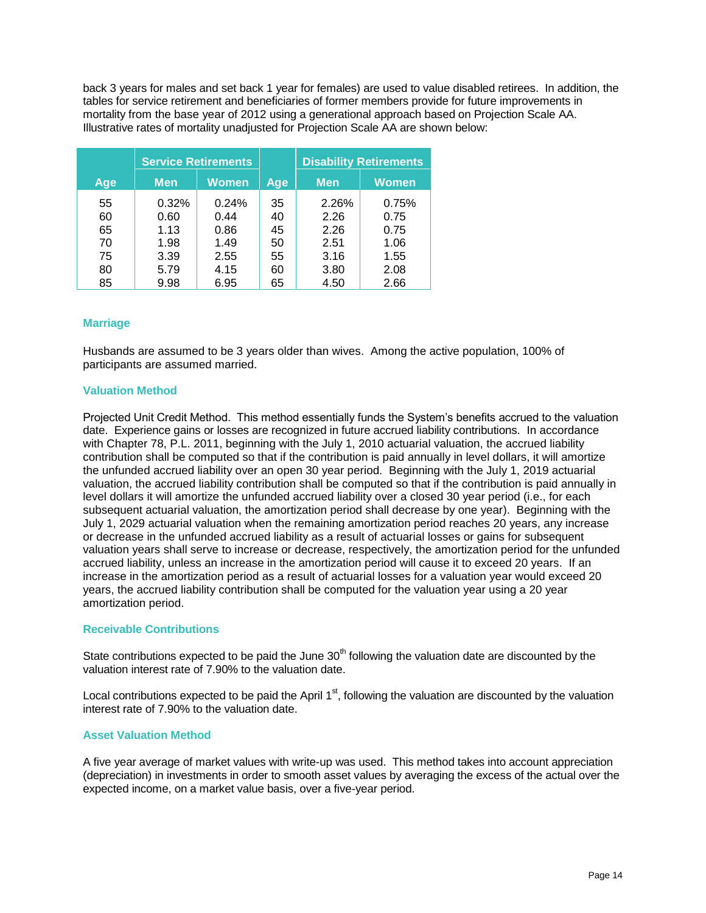back 3 years for males and set back 1 year for females) are used to value disabled retirees. In addition, the tables for service retirement and beneficiaries of former members provide for future improvements in mortality from the base year of 2012 using a generational approach based on Projection Scale AA. Illustrative rates of mortality unadjusted for Projection Scale AA are shown below:

| | Service Retirements | | | Disability Retirements | |
|---|---|---|---|---|---|
| Age | Men | Women | Age | Men | Women |
| 55 | 0.32% | 0.24% | 35 | 2.26% | 0.75% |
| 60 | 0.60 | 0.44 | 40 | 2.26 | 0.75 |
| 65 | 1.13 | 0.86 | 45 | 2.26 | 0.75 |
| 70 | 1.98 | 1.49 | 50 | 2.51 | 1.06 |
| 75 | 3.39 | 2.55 | 55 | 3.16 | 1.55 |
| 80 | 5.79 | 4.15 | 60 | 3.80 | 2.08 |
| 85 | 9.98 | 6.95 | 65 | 4.50 | 2.66 |

### Marriage

Husbands are assumed to be 3 years older than wives. Among the active population, 100% of participants are assumed married.

### Valuation Method

Projected Unit Credit Method. This method essentially funds the System's benefits accrued to the valuation date. Experience gains or losses are recognized in future accrued liability contributions. In accordance with Chapter 78, P.L. 2011, beginning with the July 1, 2010 actuarial valuation, the accrued liability contribution shall be computed so that if the contribution is paid annually in level dollars, it will amortize the unfunded accrued liability over an open 30 year period. Beginning with the July 1, 2019 actuarial valuation, the accrued liability contribution shall be computed so that if the contribution is paid annually in level dollars it will amortize the unfunded accrued liability over a closed 30 year period (i.e., for each subsequent actuarial valuation, the amortization period shall decrease by one year). Beginning with the July 1, 2029 actuarial valuation when the remaining amortization period reaches 20 years, any increase or decrease in the unfunded accrued liability as a result of actuarial losses or gains for subsequent valuation years shall serve to increase or decrease, respectively, the amortization period for the unfunded accrued liability, unless an increase in the amortization period will cause it to exceed 20 years. If an increase in the amortization period as a result of actuarial losses for a valuation year would exceed 20 years, the accrued liability contribution shall be computed for the valuation year using a 20 year amortization period.

### Receivable Contributions

State contributions expected to be paid the June 30th following the valuation date are discounted by the valuation interest rate of 7.90% to the valuation date.

Local contributions expected to be paid the April 1st, following the valuation are discounted by the valuation interest rate of 7.90% to the valuation date.

### Asset Valuation Method

A five year average of market values with write-up was used. This method takes into account appreciation (depreciation) in investments in order to smooth asset values by averaging the excess of the actual over the expected income, on a market value basis, over a five-year period.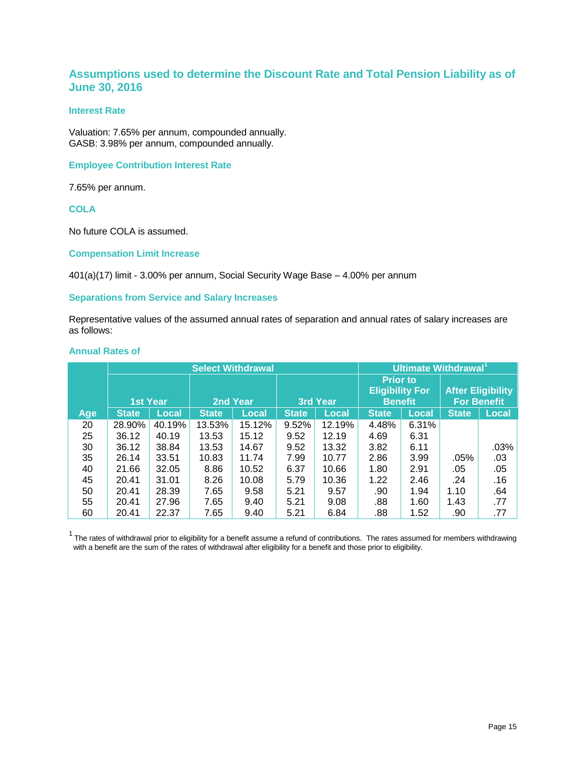## Assumptions used to determine the Discount Rate and Total Pension Liability as of June 30, 2016

### Interest Rate

Valuation: 7.65% per annum, compounded annually.
GASB: 3.98% per annum, compounded annually.

### Employee Contribution Interest Rate

7.65% per annum.

### COLA

No future COLA is assumed.

### Compensation Limit Increase

401(a)(17) limit - 3.00% per annum, Social Security Wage Base – 4.00% per annum

### Separations from Service and Salary Increases

Representative values of the assumed annual rates of separation and annual rates of salary increases are as follows:

### Annual Rates of

| | Select Withdrawal | | | | | | Ultimate Withdrawal[1] | | | |
|---|---|---|---|---|---|---|---|---|---|---|
| | 1st Year | | 2nd Year | | 3rd Year | | Prior to Eligibility For Benefit | | After Eligibility For Benefit | |
| Age | State | Local | State | Local | State | Local | State | Local | State | Local |
| 20 | 28.90% | 40.19% | 13.53% | 15.12% | 9.52% | 12.19% | 4.48% | 6.31% | | |
| 25 | 36.12 | 40.19 | 13.53 | 15.12 | 9.52 | 12.19 | 4.69 | 6.31 | | |
| 30 | 36.12 | 38.84 | 13.53 | 14.67 | 9.52 | 13.32 | 3.82 | 6.11 | | .03% |
| 35 | 26.14 | 33.51 | 10.83 | 11.74 | 7.99 | 10.77 | 2.86 | 3.99 | .05% | .03 |
| 40 | 21.66 | 32.05 | 8.86 | 10.52 | 6.37 | 10.66 | 1.80 | 2.91 | .05 | .05 |
| 45 | 20.41 | 31.01 | 8.26 | 10.08 | 5.79 | 10.36 | 1.22 | 2.46 | .24 | .16 |
| 50 | 20.41 | 28.39 | 7.65 | 9.58 | 5.21 | 9.57 | .90 | 1.94 | 1.10 | .64 |
| 55 | 20.41 | 27.96 | 7.65 | 9.40 | 5.21 | 9.08 | .88 | 1.60 | 1.43 | .77 |
| 60 | 20.41 | 22.37 | 7.65 | 9.40 | 5.21 | 6.84 | .88 | 1.52 | .90 | .77 |

[1] The rates of withdrawal prior to eligibility for a benefit assume a refund of contributions. The rates assumed for members withdrawing with a benefit are the sum of the rates of withdrawal after eligibility for a benefit and those prior to eligibility.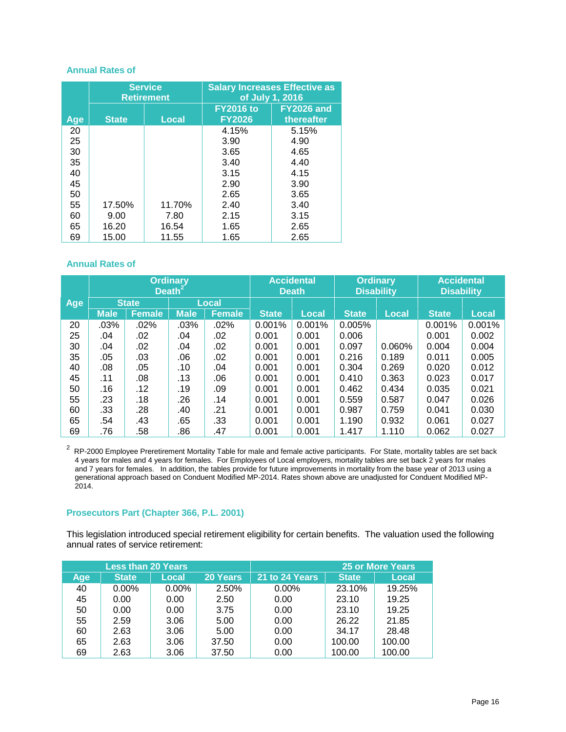### Annual Rates of

| Age | Service Retirement | | Salary Increases Effective as of July 1, 2016 | |
|---|---|---|---|---|
| | State | Local | FY2016 to FY2026 | FY2026 and thereafter |
| 20 | | | 4.15% | 5.15% |
| 25 | | | 3.90 | 4.90 |
| 30 | | | 3.65 | 4.65 |
| 35 | | | 3.40 | 4.40 |
| 40 | | | 3.15 | 4.15 |
| 45 | | | 2.90 | 3.90 |
| 50 | | | 2.65 | 3.65 |
| 55 | 17.50% | 11.70% | 2.40 | 3.40 |
| 60 | 9.00 | 7.80 | 2.15 | 3.15 |
| 65 | 16.20 | 16.54 | 1.65 | 2.65 |
| 69 | 15.00 | 11.55 | 1.65 | 2.65 |

### Annual Rates of

| Age | Ordinary Death[2] | | | | Accidental Death | | Ordinary Disability | | Accidental Disability | |
|---|---|---|---|---|---|---|---|---|---|---|
| | State | | Local | | | | | | | |
| | Male | Female | Male | Female | State | Local | State | Local | State | Local |
| 20 | .03% | .02% | .03% | .02% | 0.001% | 0.001% | 0.005% | | 0.001% | 0.001% |
| 25 | .04 | .02 | .04 | .02 | 0.001 | 0.001 | 0.006 | | 0.001 | 0.002 |
| 30 | .04 | .02 | .04 | .02 | 0.001 | 0.001 | 0.097 | 0.060% | 0.004 | 0.004 |
| 35 | .05 | .03 | .06 | .02 | 0.001 | 0.001 | 0.216 | 0.189 | 0.011 | 0.005 |
| 40 | .08 | .05 | .10 | .04 | 0.001 | 0.001 | 0.304 | 0.269 | 0.020 | 0.012 |
| 45 | .11 | .08 | .13 | .06 | 0.001 | 0.001 | 0.410 | 0.363 | 0.023 | 0.017 |
| 50 | .16 | .12 | .19 | .09 | 0.001 | 0.001 | 0.462 | 0.434 | 0.035 | 0.021 |
| 55 | .23 | .18 | .26 | .14 | 0.001 | 0.001 | 0.559 | 0.587 | 0.047 | 0.026 |
| 60 | .33 | .28 | .40 | .21 | 0.001 | 0.001 | 0.987 | 0.759 | 0.041 | 0.030 |
| 65 | .54 | .43 | .65 | .33 | 0.001 | 0.001 | 1.190 | 0.932 | 0.061 | 0.027 |
| 69 | .76 | .58 | .86 | .47 | 0.001 | 0.001 | 1.417 | 1.110 | 0.062 | 0.027 |

[2] RP-2000 Employee Preretirement Mortality Table for male and female active participants. For State, mortality tables are set back 4 years for males and 4 years for females. For Employees of Local employers, mortality tables are set back 2 years for males and 7 years for females. In addition, the tables provide for future improvements in mortality from the base year of 2013 using a generational approach based on Conduent Modified MP-2014. Rates shown above are unadjusted for Conduent Modified MP-2014.

### Prosecutors Part (Chapter 366, P.L. 2001)

This legislation introduced special retirement eligibility for certain benefits. The valuation used the following annual rates of service retirement:

| Age | Less than 20 Years | | 20 Years | 21 to 24 Years | 25 or More Years | |
|---|---|---|---|---|---|---|
| | State | Local | | | State | Local |
| 40 | 0.00% | 0.00% | 2.50% | 0.00% | 23.10% | 19.25% |
| 45 | 0.00 | 0.00 | 2.50 | 0.00 | 23.10 | 19.25 |
| 50 | 0.00 | 0.00 | 3.75 | 0.00 | 23.10 | 19.25 |
| 55 | 2.59 | 3.06 | 5.00 | 0.00 | 26.22 | 21.85 |
| 60 | 2.63 | 3.06 | 5.00 | 0.00 | 34.17 | 28.48 |
| 65 | 2.63 | 3.06 | 37.50 | 0.00 | 100.00 | 100.00 |
| 69 | 2.63 | 3.06 | 37.50 | 0.00 | 100.00 | 100.00 |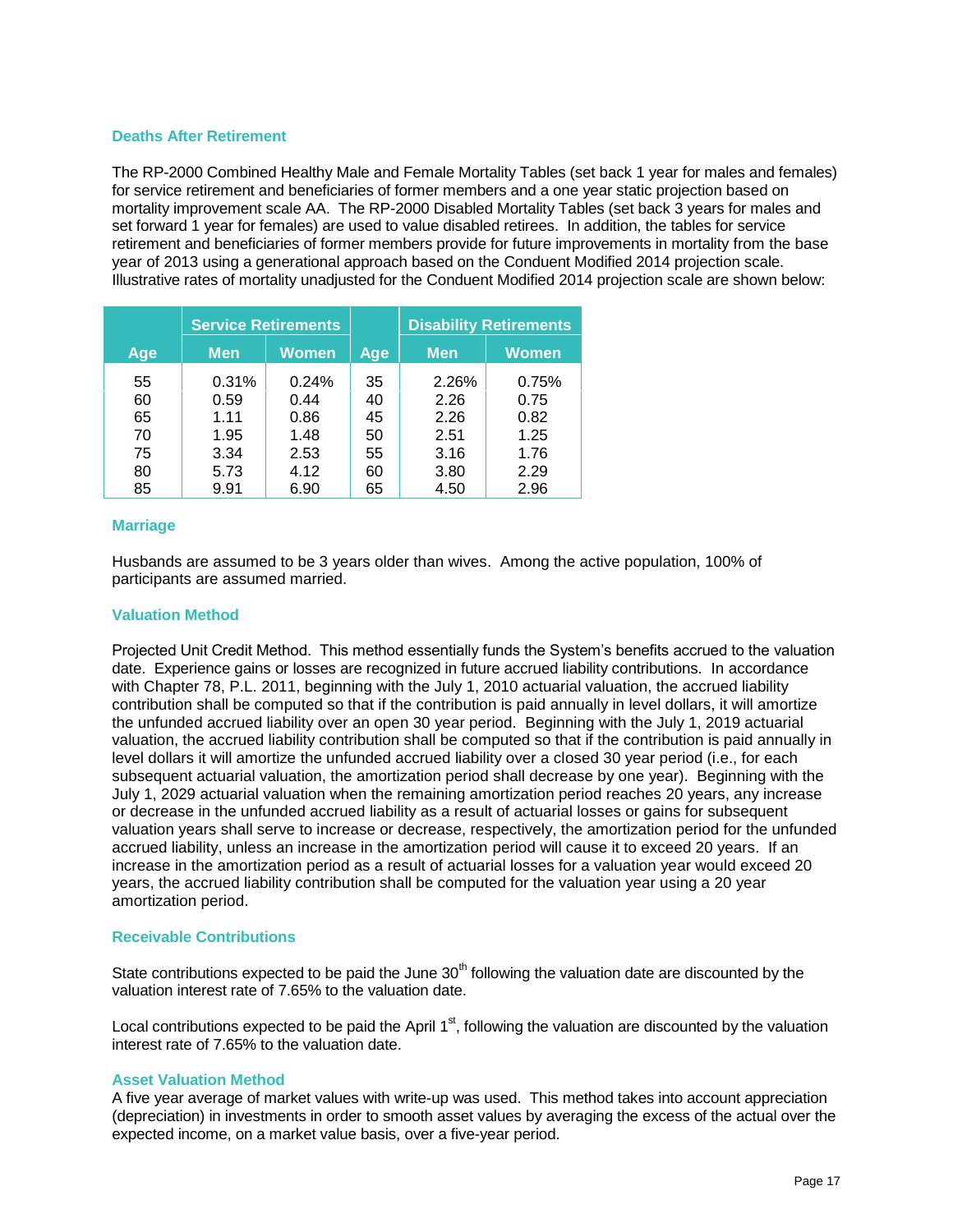### Deaths After Retirement

The RP-2000 Combined Healthy Male and Female Mortality Tables (set back 1 year for males and females) for service retirement and beneficiaries of former members and a one year static projection based on mortality improvement scale AA. The RP-2000 Disabled Mortality Tables (set back 3 years for males and set forward 1 year for females) are used to value disabled retirees. In addition, the tables for service retirement and beneficiaries of former members provide for future improvements in mortality from the base year of 2013 using a generational approach based on the Conduent Modified 2014 projection scale. Illustrative rates of mortality unadjusted for the Conduent Modified 2014 projection scale are shown below:

| | Service Retirements | | | Disability Retirements | |
|---|---|---|---|---|---|
| Age | Men | Women | Age | Men | Women |
| 55 | 0.31% | 0.24% | 35 | 2.26% | 0.75% |
| 60 | 0.59 | 0.44 | 40 | 2.26 | 0.75 |
| 65 | 1.11 | 0.86 | 45 | 2.26 | 0.82 |
| 70 | 1.95 | 1.48 | 50 | 2.51 | 1.25 |
| 75 | 3.34 | 2.53 | 55 | 3.16 | 1.76 |
| 80 | 5.73 | 4.12 | 60 | 3.80 | 2.29 |
| 85 | 9.91 | 6.90 | 65 | 4.50 | 2.96 |

### Marriage

Husbands are assumed to be 3 years older than wives. Among the active population, 100% of participants are assumed married.

### Valuation Method

Projected Unit Credit Method. This method essentially funds the System's benefits accrued to the valuation date. Experience gains or losses are recognized in future accrued liability contributions. In accordance with Chapter 78, P.L. 2011, beginning with the July 1, 2010 actuarial valuation, the accrued liability contribution shall be computed so that if the contribution is paid annually in level dollars, it will amortize the unfunded accrued liability over an open 30 year period. Beginning with the July 1, 2019 actuarial valuation, the accrued liability contribution shall be computed so that if the contribution is paid annually in level dollars it will amortize the unfunded accrued liability over a closed 30 year period (i.e., for each subsequent actuarial valuation, the amortization period shall decrease by one year). Beginning with the July 1, 2029 actuarial valuation when the remaining amortization period reaches 20 years, any increase or decrease in the unfunded accrued liability as a result of actuarial losses or gains for subsequent valuation years shall serve to increase or decrease, respectively, the amortization period for the unfunded accrued liability, unless an increase in the amortization period will cause it to exceed 20 years. If an increase in the amortization period as a result of actuarial losses for a valuation year would exceed 20 years, the accrued liability contribution shall be computed for the valuation year using a 20 year amortization period.

### Receivable Contributions

State contributions expected to be paid the June 30th following the valuation date are discounted by the valuation interest rate of 7.65% to the valuation date.

Local contributions expected to be paid the April 1st, following the valuation are discounted by the valuation interest rate of 7.65% to the valuation date.

### Asset Valuation Method

A five year average of market values with write-up was used. This method takes into account appreciation (depreciation) in investments in order to smooth asset values by averaging the excess of the actual over the expected income, on a market value basis, over a five-year period.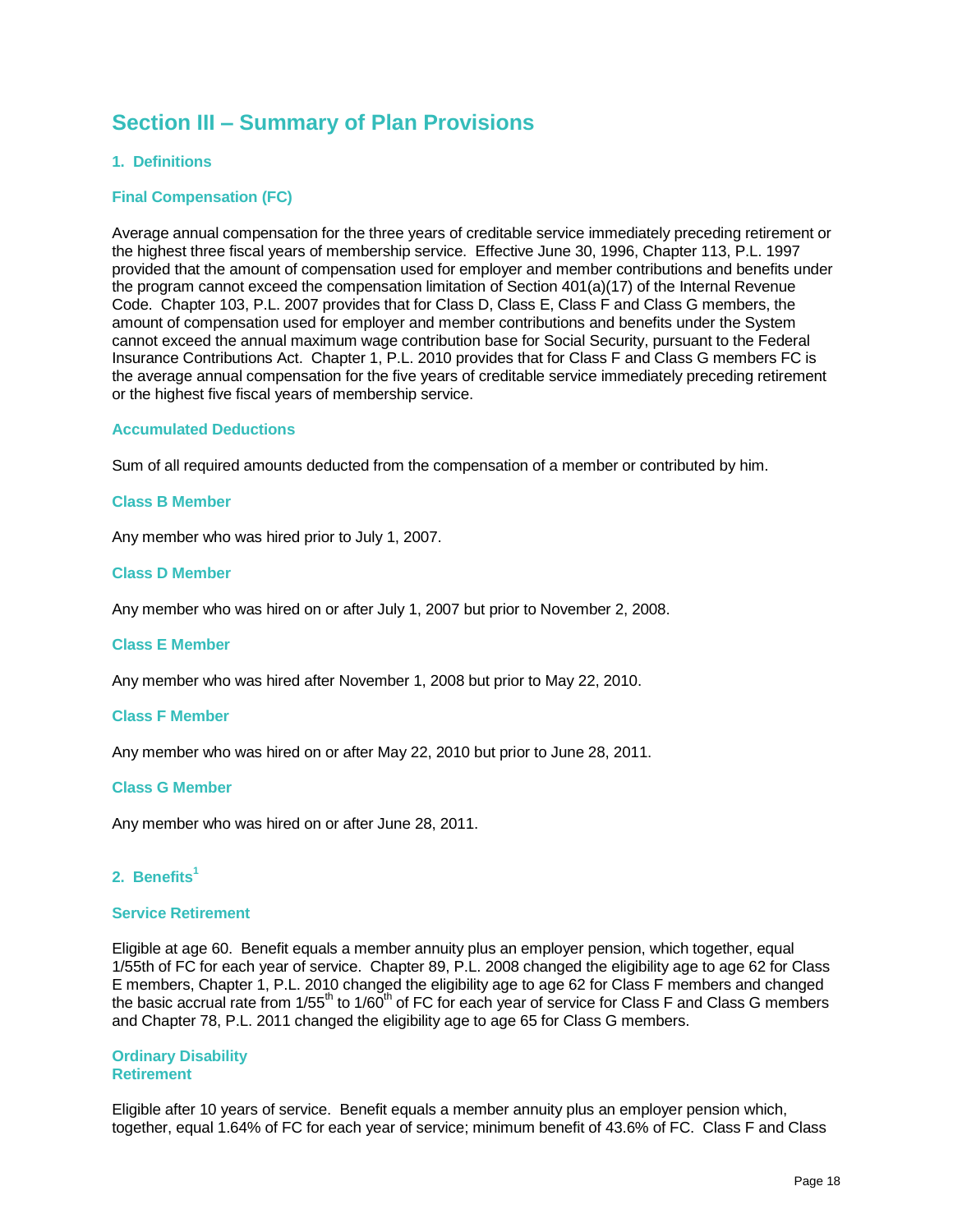# Section III – Summary of Plan Provisions

## 1. Definitions

### Final Compensation (FC)

Average annual compensation for the three years of creditable service immediately preceding retirement or the highest three fiscal years of membership service. Effective June 30, 1996, Chapter 113, P.L. 1997 provided that the amount of compensation used for employer and member contributions and benefits under the program cannot exceed the compensation limitation of Section 401(a)(17) of the Internal Revenue Code. Chapter 103, P.L. 2007 provides that for Class D, Class E, Class F and Class G members, the amount of compensation used for employer and member contributions and benefits under the System cannot exceed the annual maximum wage contribution base for Social Security, pursuant to the Federal Insurance Contributions Act. Chapter 1, P.L. 2010 provides that for Class F and Class G members FC is the average annual compensation for the five years of creditable service immediately preceding retirement or the highest five fiscal years of membership service.

### Accumulated Deductions

Sum of all required amounts deducted from the compensation of a member or contributed by him.

### Class B Member

Any member who was hired prior to July 1, 2007.

### Class D Member

Any member who was hired on or after July 1, 2007 but prior to November 2, 2008.

### Class E Member

Any member who was hired after November 1, 2008 but prior to May 22, 2010.

### Class F Member

Any member who was hired on or after May 22, 2010 but prior to June 28, 2011.

### Class G Member

Any member who was hired on or after June 28, 2011.

## 2. Benefits[1]

### Service Retirement

Eligible at age 60. Benefit equals a member annuity plus an employer pension, which together, equal 1/55th of FC for each year of service. Chapter 89, P.L. 2008 changed the eligibility age to age 62 for Class E members, Chapter 1, P.L. 2010 changed the eligibility age to age 62 for Class F members and changed the basic accrual rate from 1/55th to 1/60th of FC for each year of service for Class F and Class G members and Chapter 78, P.L. 2011 changed the eligibility age to age 65 for Class G members.

### Ordinary Disability Retirement

Eligible after 10 years of service. Benefit equals a member annuity plus an employer pension which, together, equal 1.64% of FC for each year of service; minimum benefit of 43.6% of FC. Class F and Class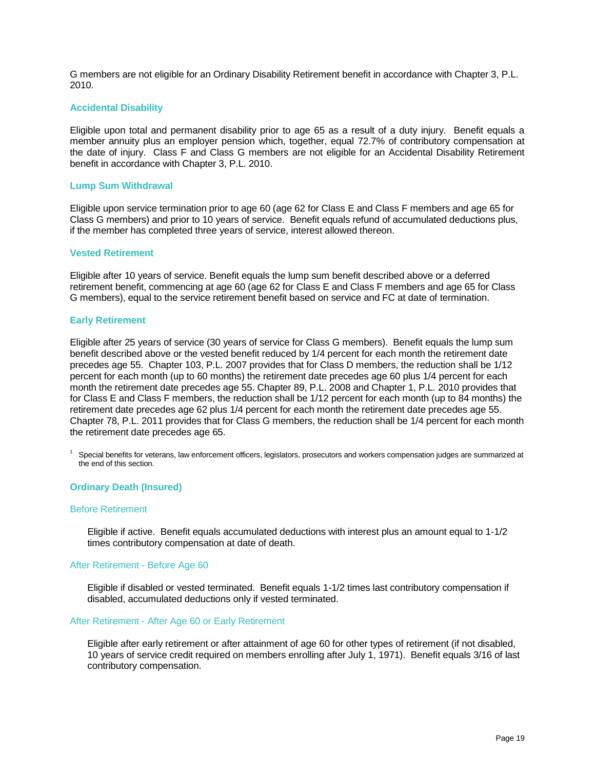G members are not eligible for an Ordinary Disability Retirement benefit in accordance with Chapter 3, P.L. 2010.

### Accidental Disability

Eligible upon total and permanent disability prior to age 65 as a result of a duty injury. Benefit equals a member annuity plus an employer pension which, together, equal 72.7% of contributory compensation at the date of injury. Class F and Class G members are not eligible for an Accidental Disability Retirement benefit in accordance with Chapter 3, P.L. 2010.

### Lump Sum Withdrawal

Eligible upon service termination prior to age 60 (age 62 for Class E and Class F members and age 65 for Class G members) and prior to 10 years of service. Benefit equals refund of accumulated deductions plus, if the member has completed three years of service, interest allowed thereon.

### Vested Retirement

Eligible after 10 years of service. Benefit equals the lump sum benefit described above or a deferred retirement benefit, commencing at age 60 (age 62 for Class E and Class F members and age 65 for Class G members), equal to the service retirement benefit based on service and FC at date of termination.

### Early Retirement

Eligible after 25 years of service (30 years of service for Class G members). Benefit equals the lump sum benefit described above or the vested benefit reduced by 1/4 percent for each month the retirement date precedes age 55. Chapter 103, P.L. 2007 provides that for Class D members, the reduction shall be 1/12 percent for each month (up to 60 months) the retirement date precedes age 60 plus 1/4 percent for each month the retirement date precedes age 55. Chapter 89, P.L. 2008 and Chapter 1, P.L. 2010 provides that for Class E and Class F members, the reduction shall be 1/12 percent for each month (up to 84 months) the retirement date precedes age 62 plus 1/4 percent for each month the retirement date precedes age 55. Chapter 78, P.L. 2011 provides that for Class G members, the reduction shall be 1/4 percent for each month the retirement date precedes age 65.

[1] Special benefits for veterans, law enforcement officers, legislators, prosecutors and workers compensation judges are summarized at the end of this section.

### Ordinary Death (Insured)

#### Before Retirement

Eligible if active. Benefit equals accumulated deductions with interest plus an amount equal to 1-1/2 times contributory compensation at date of death.

#### After Retirement - Before Age 60

Eligible if disabled or vested terminated. Benefit equals 1-1/2 times last contributory compensation if disabled, accumulated deductions only if vested terminated.

#### After Retirement - After Age 60 or Early Retirement

Eligible after early retirement or after attainment of age 60 for other types of retirement (if not disabled, 10 years of service credit required on members enrolling after July 1, 1971). Benefit equals 3/16 of last contributory compensation.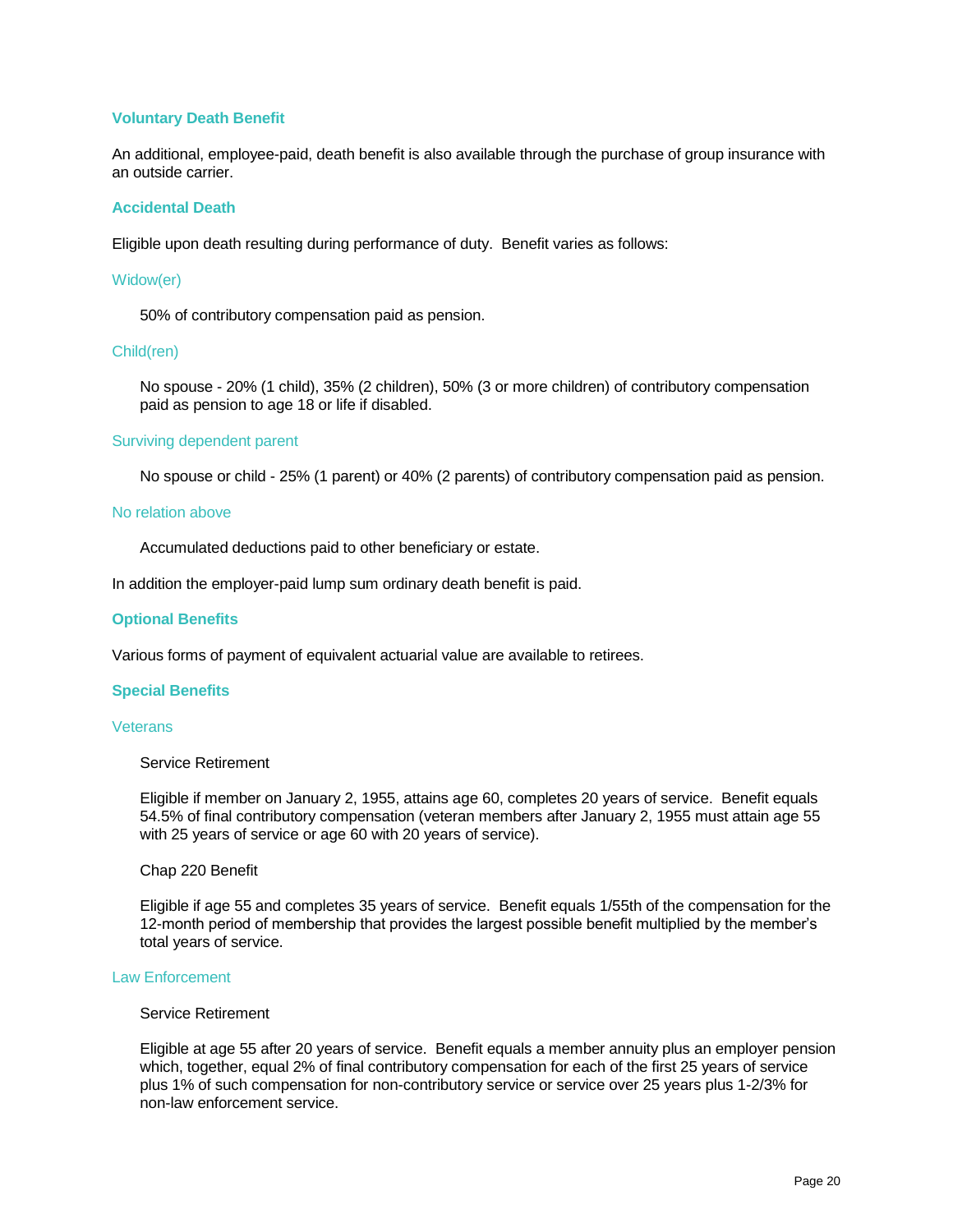### Voluntary Death Benefit

An additional, employee-paid, death benefit is also available through the purchase of group insurance with an outside carrier.

### Accidental Death

Eligible upon death resulting during performance of duty. Benefit varies as follows:

#### Widow(er)

50% of contributory compensation paid as pension.

#### Child(ren)

No spouse - 20% (1 child), 35% (2 children), 50% (3 or more children) of contributory compensation paid as pension to age 18 or life if disabled.

#### Surviving dependent parent

No spouse or child - 25% (1 parent) or 40% (2 parents) of contributory compensation paid as pension.

#### No relation above

Accumulated deductions paid to other beneficiary or estate.

In addition the employer-paid lump sum ordinary death benefit is paid.

### Optional Benefits

Various forms of payment of equivalent actuarial value are available to retirees.

### Special Benefits

#### Veterans

Service Retirement

Eligible if member on January 2, 1955, attains age 60, completes 20 years of service. Benefit equals 54.5% of final contributory compensation (veteran members after January 2, 1955 must attain age 55 with 25 years of service or age 60 with 20 years of service).

Chap 220 Benefit

Eligible if age 55 and completes 35 years of service. Benefit equals 1/55th of the compensation for the 12-month period of membership that provides the largest possible benefit multiplied by the member's total years of service.

#### Law Enforcement

Service Retirement

Eligible at age 55 after 20 years of service. Benefit equals a member annuity plus an employer pension which, together, equal 2% of final contributory compensation for each of the first 25 years of service plus 1% of such compensation for non-contributory service or service over 25 years plus 1-2/3% for non-law enforcement service.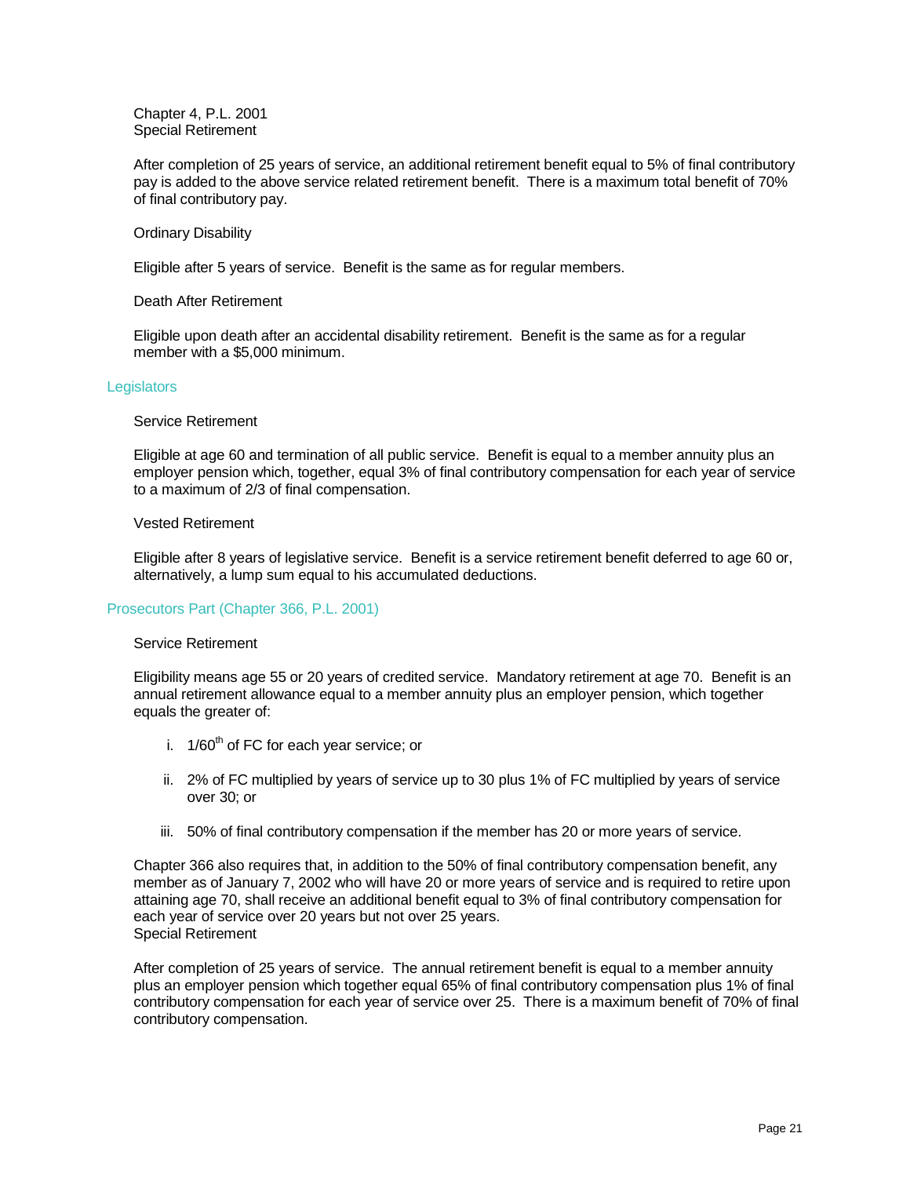Chapter 4, P.L. 2001
Special Retirement

After completion of 25 years of service, an additional retirement benefit equal to 5% of final contributory pay is added to the above service related retirement benefit. There is a maximum total benefit of 70% of final contributory pay.

Ordinary Disability

Eligible after 5 years of service. Benefit is the same as for regular members.

Death After Retirement

Eligible upon death after an accidental disability retirement. Benefit is the same as for a regular member with a $5,000 minimum.

### Legislators

Service Retirement

Eligible at age 60 and termination of all public service. Benefit is equal to a member annuity plus an employer pension which, together, equal 3% of final contributory compensation for each year of service to a maximum of 2/3 of final compensation.

Vested Retirement

Eligible after 8 years of legislative service. Benefit is a service retirement benefit deferred to age 60 or, alternatively, a lump sum equal to his accumulated deductions.

### Prosecutors Part (Chapter 366, P.L. 2001)

Service Retirement

Eligibility means age 55 or 20 years of credited service. Mandatory retirement at age 70. Benefit is an annual retirement allowance equal to a member annuity plus an employer pension, which together equals the greater of:

i. $1/60^{th}$ of FC for each year service; or

ii. 2% of FC multiplied by years of service up to 30 plus 1% of FC multiplied by years of service over 30; or

iii. 50% of final contributory compensation if the member has 20 or more years of service.

Chapter 366 also requires that, in addition to the 50% of final contributory compensation benefit, any member as of January 7, 2002 who will have 20 or more years of service and is required to retire upon attaining age 70, shall receive an additional benefit equal to 3% of final contributory compensation for each year of service over 20 years but not over 25 years.
Special Retirement

After completion of 25 years of service. The annual retirement benefit is equal to a member annuity plus an employer pension which together equal 65% of final contributory compensation plus 1% of final contributory compensation for each year of service over 25. There is a maximum benefit of 70% of final contributory compensation.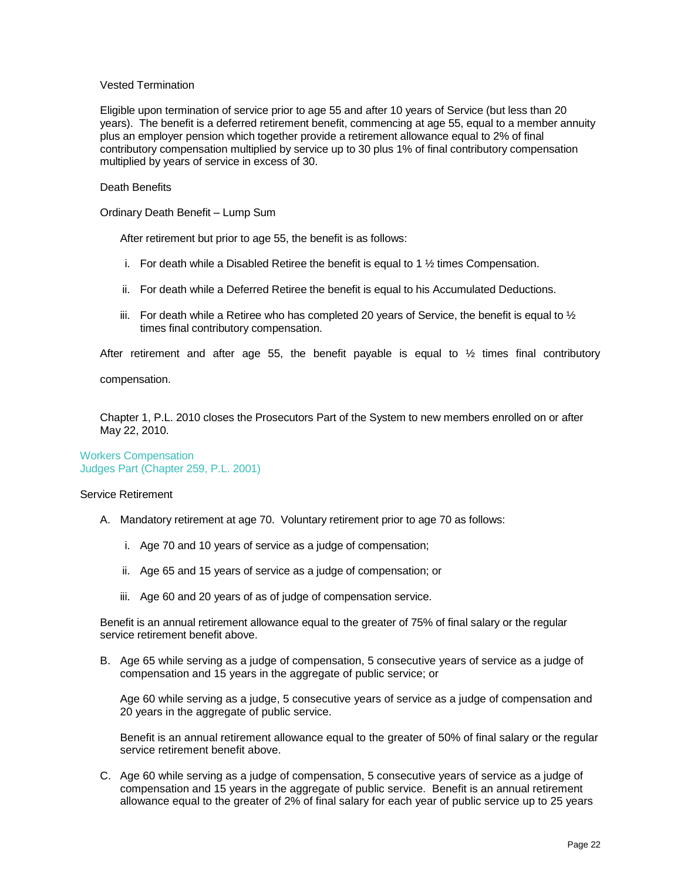Vested Termination

Eligible upon termination of service prior to age 55 and after 10 years of Service (but less than 20 years). The benefit is a deferred retirement benefit, commencing at age 55, equal to a member annuity plus an employer pension which together provide a retirement allowance equal to 2% of final contributory compensation multiplied by service up to 30 plus 1% of final contributory compensation multiplied by years of service in excess of 30.

Death Benefits

Ordinary Death Benefit – Lump Sum

After retirement but prior to age 55, the benefit is as follows:

i. For death while a Disabled Retiree the benefit is equal to 1 ½ times Compensation.

ii. For death while a Deferred Retiree the benefit is equal to his Accumulated Deductions.

iii. For death while a Retiree who has completed 20 years of Service, the benefit is equal to ½ times final contributory compensation.

After retirement and after age 55, the benefit payable is equal to ½ times final contributory compensation.

Chapter 1, P.L. 2010 closes the Prosecutors Part of the System to new members enrolled on or after May 22, 2010.

## Workers Compensation Judges Part (Chapter 259, P.L. 2001)

Service Retirement

A. Mandatory retirement at age 70. Voluntary retirement prior to age 70 as follows:

   i. Age 70 and 10 years of service as a judge of compensation;

   ii. Age 65 and 15 years of service as a judge of compensation; or

   iii. Age 60 and 20 years of as of judge of compensation service.

Benefit is an annual retirement allowance equal to the greater of 75% of final salary or the regular service retirement benefit above.

B. Age 65 while serving as a judge of compensation, 5 consecutive years of service as a judge of compensation and 15 years in the aggregate of public service; or

   Age 60 while serving as a judge, 5 consecutive years of service as a judge of compensation and 20 years in the aggregate of public service.

   Benefit is an annual retirement allowance equal to the greater of 50% of final salary or the regular service retirement benefit above.

C. Age 60 while serving as a judge of compensation, 5 consecutive years of service as a judge of compensation and 15 years in the aggregate of public service. Benefit is an annual retirement allowance equal to the greater of 2% of final salary for each year of public service up to 25 years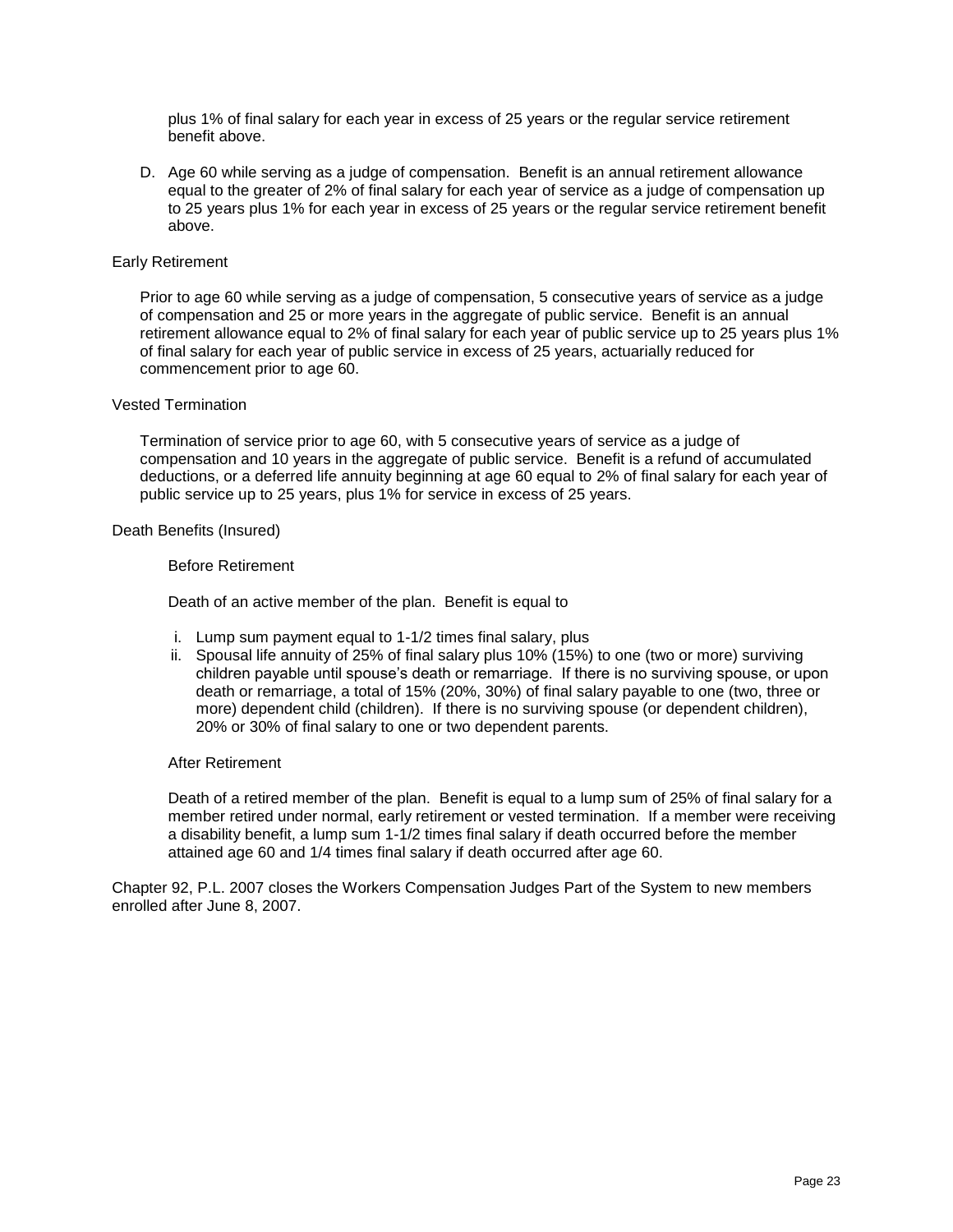plus 1% of final salary for each year in excess of 25 years or the regular service retirement benefit above.

D. Age 60 while serving as a judge of compensation. Benefit is an annual retirement allowance equal to the greater of 2% of final salary for each year of service as a judge of compensation up to 25 years plus 1% for each year in excess of 25 years or the regular service retirement benefit above.

Early Retirement

Prior to age 60 while serving as a judge of compensation, 5 consecutive years of service as a judge of compensation and 25 or more years in the aggregate of public service. Benefit is an annual retirement allowance equal to 2% of final salary for each year of public service up to 25 years plus 1% of final salary for each year of public service in excess of 25 years, actuarially reduced for commencement prior to age 60.

Vested Termination

Termination of service prior to age 60, with 5 consecutive years of service as a judge of compensation and 10 years in the aggregate of public service. Benefit is a refund of accumulated deductions, or a deferred life annuity beginning at age 60 equal to 2% of final salary for each year of public service up to 25 years, plus 1% for service in excess of 25 years.

Death Benefits (Insured)

Before Retirement

Death of an active member of the plan. Benefit is equal to

i. Lump sum payment equal to 1-1/2 times final salary, plus
ii. Spousal life annuity of 25% of final salary plus 10% (15%) to one (two or more) surviving children payable until spouse's death or remarriage. If there is no surviving spouse, or upon death or remarriage, a total of 15% (20%, 30%) of final salary payable to one (two, three or more) dependent child (children). If there is no surviving spouse (or dependent children), 20% or 30% of final salary to one or two dependent parents.

After Retirement

Death of a retired member of the plan. Benefit is equal to a lump sum of 25% of final salary for a member retired under normal, early retirement or vested termination. If a member were receiving a disability benefit, a lump sum 1-1/2 times final salary if death occurred before the member attained age 60 and 1/4 times final salary if death occurred after age 60.

Chapter 92, P.L. 2007 closes the Workers Compensation Judges Part of the System to new members enrolled after June 8, 2007.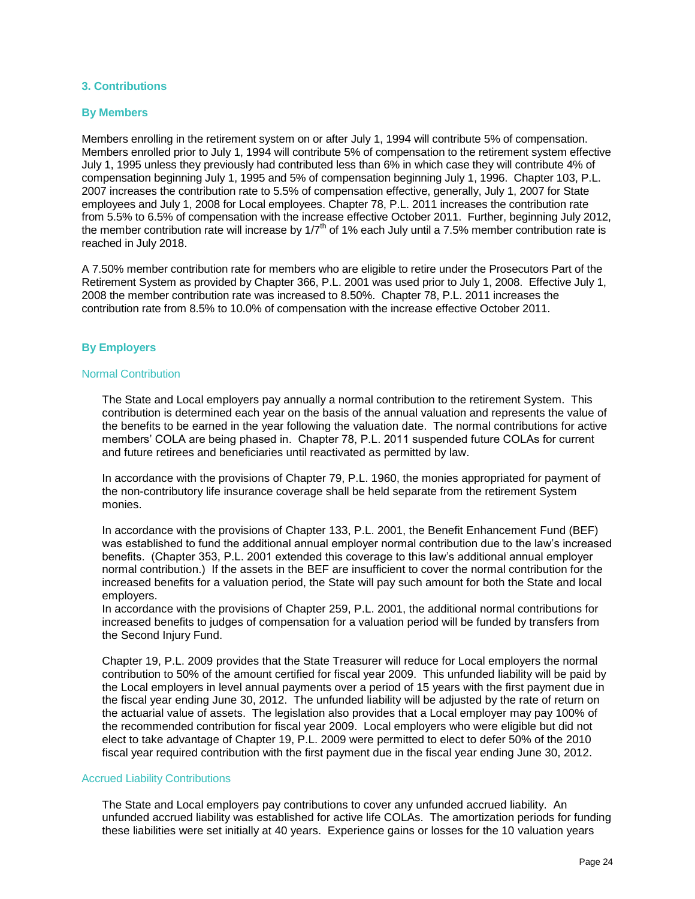### 3. Contributions

#### By Members

Members enrolling in the retirement system on or after July 1, 1994 will contribute 5% of compensation. Members enrolled prior to July 1, 1994 will contribute 5% of compensation to the retirement system effective July 1, 1995 unless they previously had contributed less than 6% in which case they will contribute 4% of compensation beginning July 1, 1995 and 5% of compensation beginning July 1, 1996. Chapter 103, P.L. 2007 increases the contribution rate to 5.5% of compensation effective, generally, July 1, 2007 for State employees and July 1, 2008 for Local employees. Chapter 78, P.L. 2011 increases the contribution rate from 5.5% to 6.5% of compensation with the increase effective October 2011. Further, beginning July 2012, the member contribution rate will increase by 1/7$^{th}$ of 1% each July until a 7.5% member contribution rate is reached in July 2018.

A 7.50% member contribution rate for members who are eligible to retire under the Prosecutors Part of the Retirement System as provided by Chapter 366, P.L. 2001 was used prior to July 1, 2008. Effective July 1, 2008 the member contribution rate was increased to 8.50%. Chapter 78, P.L. 2011 increases the contribution rate from 8.5% to 10.0% of compensation with the increase effective October 2011.

#### By Employers

##### Normal Contribution

The State and Local employers pay annually a normal contribution to the retirement System. This contribution is determined each year on the basis of the annual valuation and represents the value of the benefits to be earned in the year following the valuation date. The normal contributions for active members' COLA are being phased in. Chapter 78, P.L. 2011 suspended future COLAs for current and future retirees and beneficiaries until reactivated as permitted by law.

In accordance with the provisions of Chapter 79, P.L. 1960, the monies appropriated for payment of the non-contributory life insurance coverage shall be held separate from the retirement System monies.

In accordance with the provisions of Chapter 133, P.L. 2001, the Benefit Enhancement Fund (BEF) was established to fund the additional annual employer normal contribution due to the law's increased benefits. (Chapter 353, P.L. 2001 extended this coverage to this law's additional annual employer normal contribution.) If the assets in the BEF are insufficient to cover the normal contribution for the increased benefits for a valuation period, the State will pay such amount for both the State and local employers.

In accordance with the provisions of Chapter 259, P.L. 2001, the additional normal contributions for increased benefits to judges of compensation for a valuation period will be funded by transfers from the Second Injury Fund.

Chapter 19, P.L. 2009 provides that the State Treasurer will reduce for Local employers the normal contribution to 50% of the amount certified for fiscal year 2009. This unfunded liability will be paid by the Local employers in level annual payments over a period of 15 years with the first payment due in the fiscal year ending June 30, 2012. The unfunded liability will be adjusted by the rate of return on the actuarial value of assets. The legislation also provides that a Local employer may pay 100% of the recommended contribution for fiscal year 2009. Local employers who were eligible but did not elect to take advantage of Chapter 19, P.L. 2009 were permitted to elect to defer 50% of the 2010 fiscal year required contribution with the first payment due in the fiscal year ending June 30, 2012.

##### Accrued Liability Contributions

The State and Local employers pay contributions to cover any unfunded accrued liability. An unfunded accrued liability was established for active life COLAs. The amortization periods for funding these liabilities were set initially at 40 years. Experience gains or losses for the 10 valuation years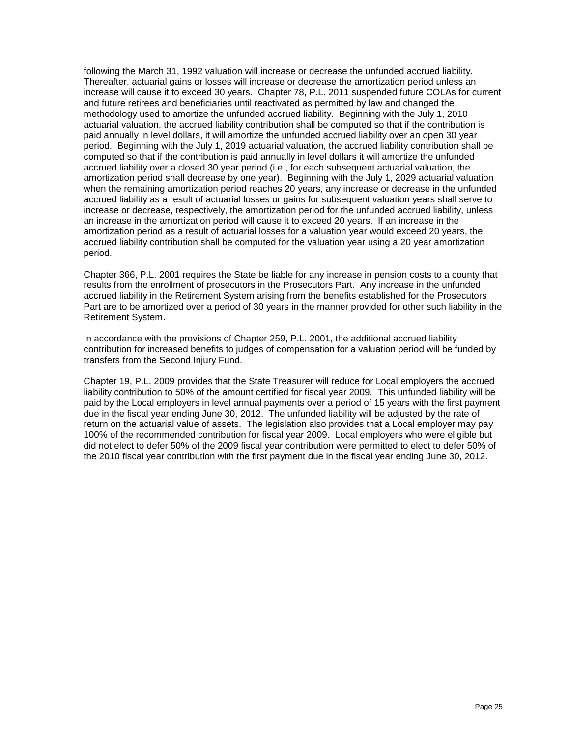following the March 31, 1992 valuation will increase or decrease the unfunded accrued liability. Thereafter, actuarial gains or losses will increase or decrease the amortization period unless an increase will cause it to exceed 30 years. Chapter 78, P.L. 2011 suspended future COLAs for current and future retirees and beneficiaries until reactivated as permitted by law and changed the methodology used to amortize the unfunded accrued liability. Beginning with the July 1, 2010 actuarial valuation, the accrued liability contribution shall be computed so that if the contribution is paid annually in level dollars, it will amortize the unfunded accrued liability over an open 30 year period. Beginning with the July 1, 2019 actuarial valuation, the accrued liability contribution shall be computed so that if the contribution is paid annually in level dollars it will amortize the unfunded accrued liability over a closed 30 year period (i.e., for each subsequent actuarial valuation, the amortization period shall decrease by one year). Beginning with the July 1, 2029 actuarial valuation when the remaining amortization period reaches 20 years, any increase or decrease in the unfunded accrued liability as a result of actuarial losses or gains for subsequent valuation years shall serve to increase or decrease, respectively, the amortization period for the unfunded accrued liability, unless an increase in the amortization period will cause it to exceed 20 years. If an increase in the amortization period as a result of actuarial losses for a valuation year would exceed 20 years, the accrued liability contribution shall be computed for the valuation year using a 20 year amortization period.

Chapter 366, P.L. 2001 requires the State be liable for any increase in pension costs to a county that results from the enrollment of prosecutors in the Prosecutors Part. Any increase in the unfunded accrued liability in the Retirement System arising from the benefits established for the Prosecutors Part are to be amortized over a period of 30 years in the manner provided for other such liability in the Retirement System.

In accordance with the provisions of Chapter 259, P.L. 2001, the additional accrued liability contribution for increased benefits to judges of compensation for a valuation period will be funded by transfers from the Second Injury Fund.

Chapter 19, P.L. 2009 provides that the State Treasurer will reduce for Local employers the accrued liability contribution to 50% of the amount certified for fiscal year 2009. This unfunded liability will be paid by the Local employers in level annual payments over a period of 15 years with the first payment due in the fiscal year ending June 30, 2012. The unfunded liability will be adjusted by the rate of return on the actuarial value of assets. The legislation also provides that a Local employer may pay 100% of the recommended contribution for fiscal year 2009. Local employers who were eligible but did not elect to defer 50% of the 2009 fiscal year contribution were permitted to elect to defer 50% of the 2010 fiscal year contribution with the first payment due in the fiscal year ending June 30, 2012.